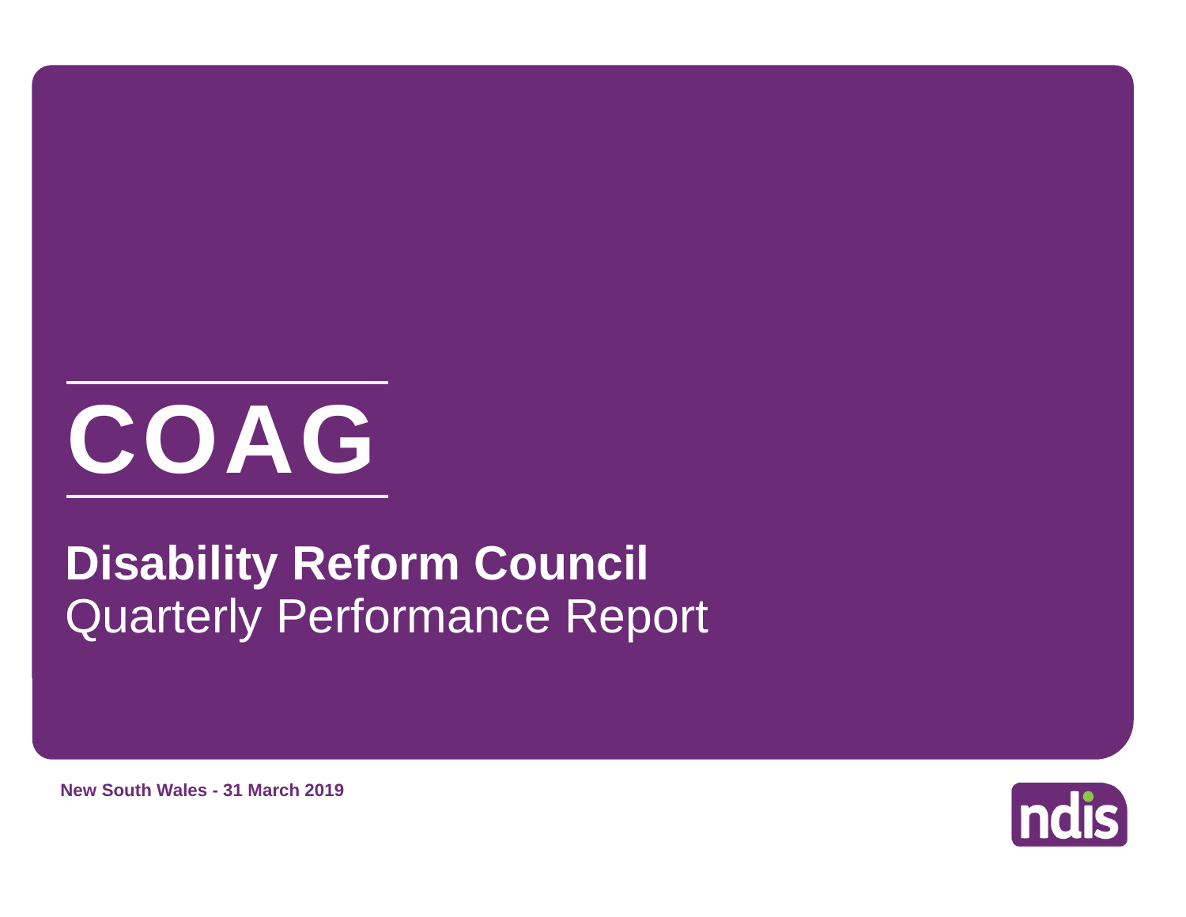# COAG

## Disability Reform Council

Quarterly Performance Report

**New South Wales - 31 March 2019**

ndis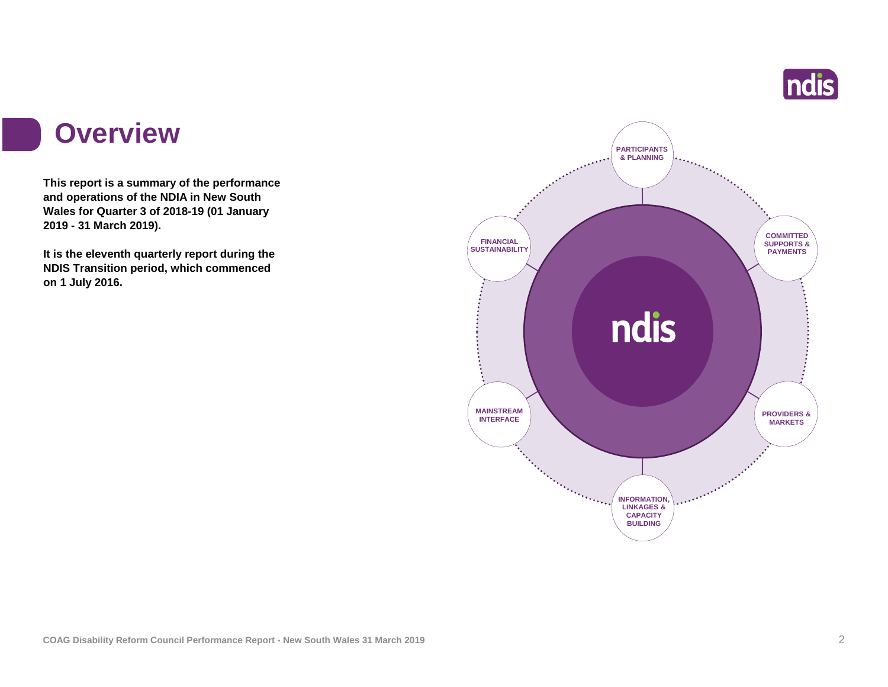# Overview

**This report is a summary of the performance and operations of the NDIA in New South Wales for Quarter 3 of 2018-19 (01 January 2019 - 31 March 2019).**

**It is the eleventh quarterly report during the NDIS Transition period, which commenced on 1 July 2016.**

PARTICIPANTS & PLANNING

COMMITTED SUPPORTS & PAYMENTS

PROVIDERS & MARKETS

INFORMATION, LINKAGES & CAPACITY BUILDING

MAINSTREAM INTERFACE

FINANCIAL SUSTAINABILITY

ndis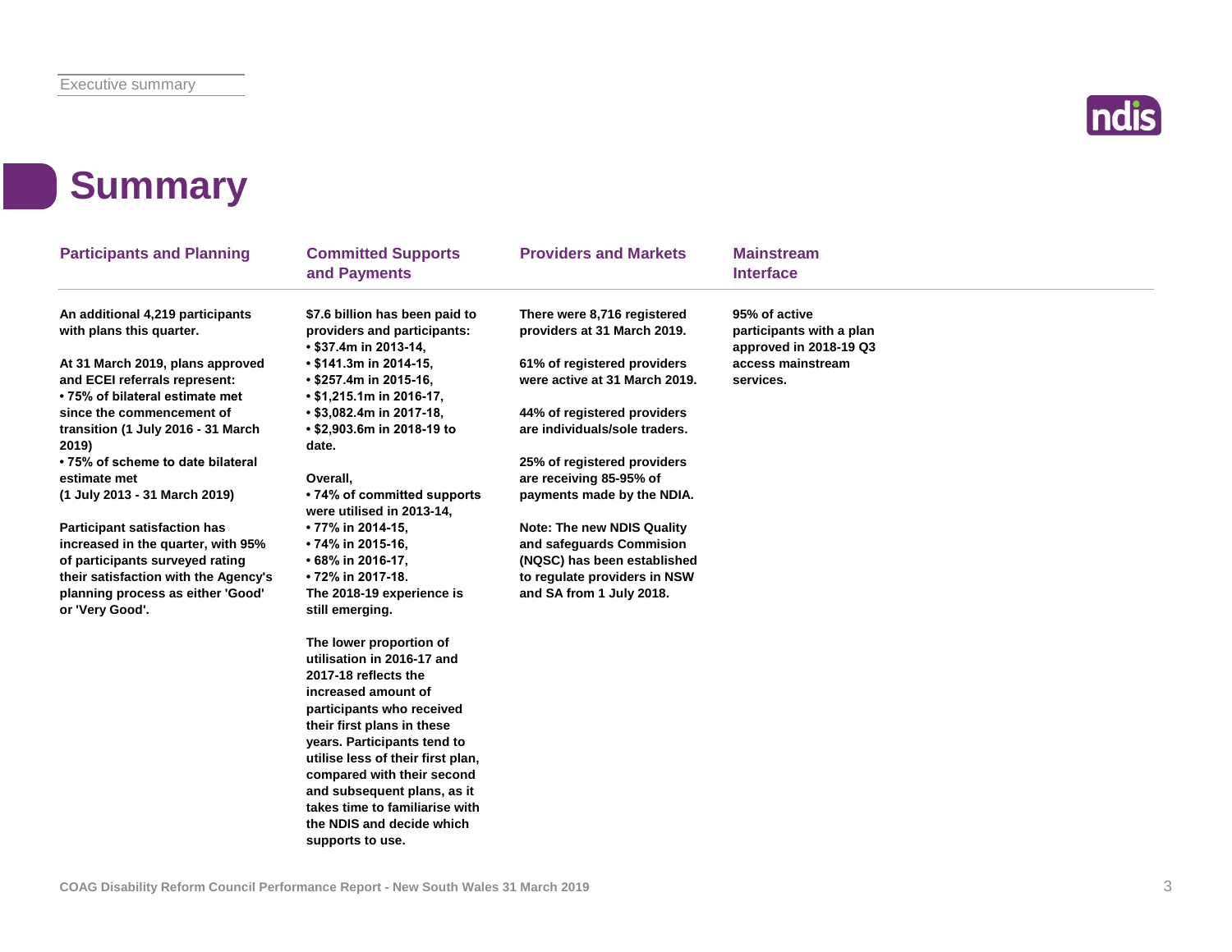# Summary

## Participants and Planning

**An additional 4,219 participants with plans this quarter.**

**At 31 March 2019, plans approved and ECEI referrals represent:**
- **75% of bilateral estimate met since the commencement of transition (1 July 2016 - 31 March 2019)**
- **75% of scheme to date bilateral estimate met (1 July 2013 - 31 March 2019)**

**Participant satisfaction has increased in the quarter, with 95% of participants surveyed rating their satisfaction with the Agency's planning process as either 'Good' or 'Very Good'.**

## Committed Supports and Payments

**$7.6 billion has been paid to providers and participants:**
- **$37.4m in 2013-14,**
- **$141.3m in 2014-15,**
- **$257.4m in 2015-16,**
- **$1,215.1m in 2016-17,**
- **$3,082.4m in 2017-18,**
- **$2,903.6m in 2018-19 to date.**

**Overall,**
- **74% of committed supports were utilised in 2013-14,**
- **77% in 2014-15,**
- **74% in 2015-16,**
- **68% in 2016-17,**
- **72% in 2017-18.**

**The 2018-19 experience is still emerging.**

**The lower proportion of utilisation in 2016-17 and 2017-18 reflects the increased amount of participants who received their first plans in these years. Participants tend to utilise less of their first plan, compared with their second and subsequent plans, as it takes time to familiarise with the NDIS and decide which supports to use.**

## Providers and Markets

**There were 8,716 registered providers at 31 March 2019.**

**61% of registered providers were active at 31 March 2019.**

**44% of registered providers are individuals/sole traders.**

**25% of registered providers are receiving 85-95% of payments made by the NDIA.**

**Note: The new NDIS Quality and safeguards Commision (NQSC) has been established to regulate providers in NSW and SA from 1 July 2018.**

## Mainstream Interface

**95% of active participants with a plan approved in 2018-19 Q3 access mainstream services.**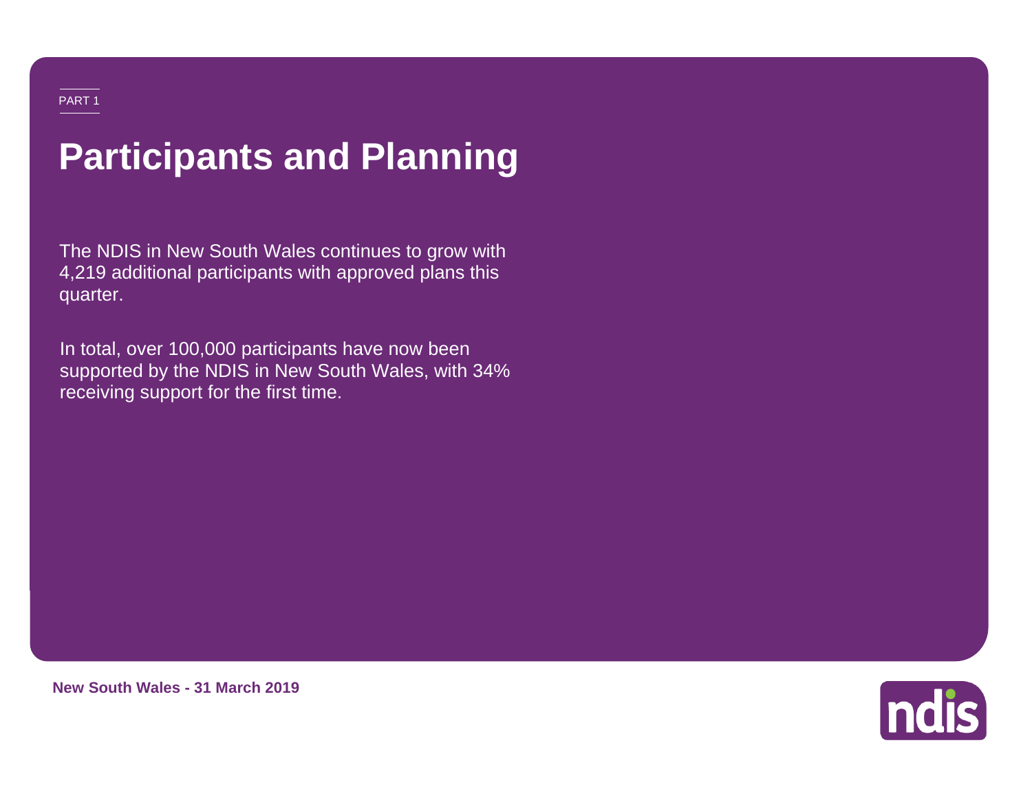PART 1

# Participants and Planning

The NDIS in New South Wales continues to grow with 4,219 additional participants with approved plans this quarter.

In total, over 100,000 participants have now been supported by the NDIS in New South Wales, with 34% receiving support for the first time.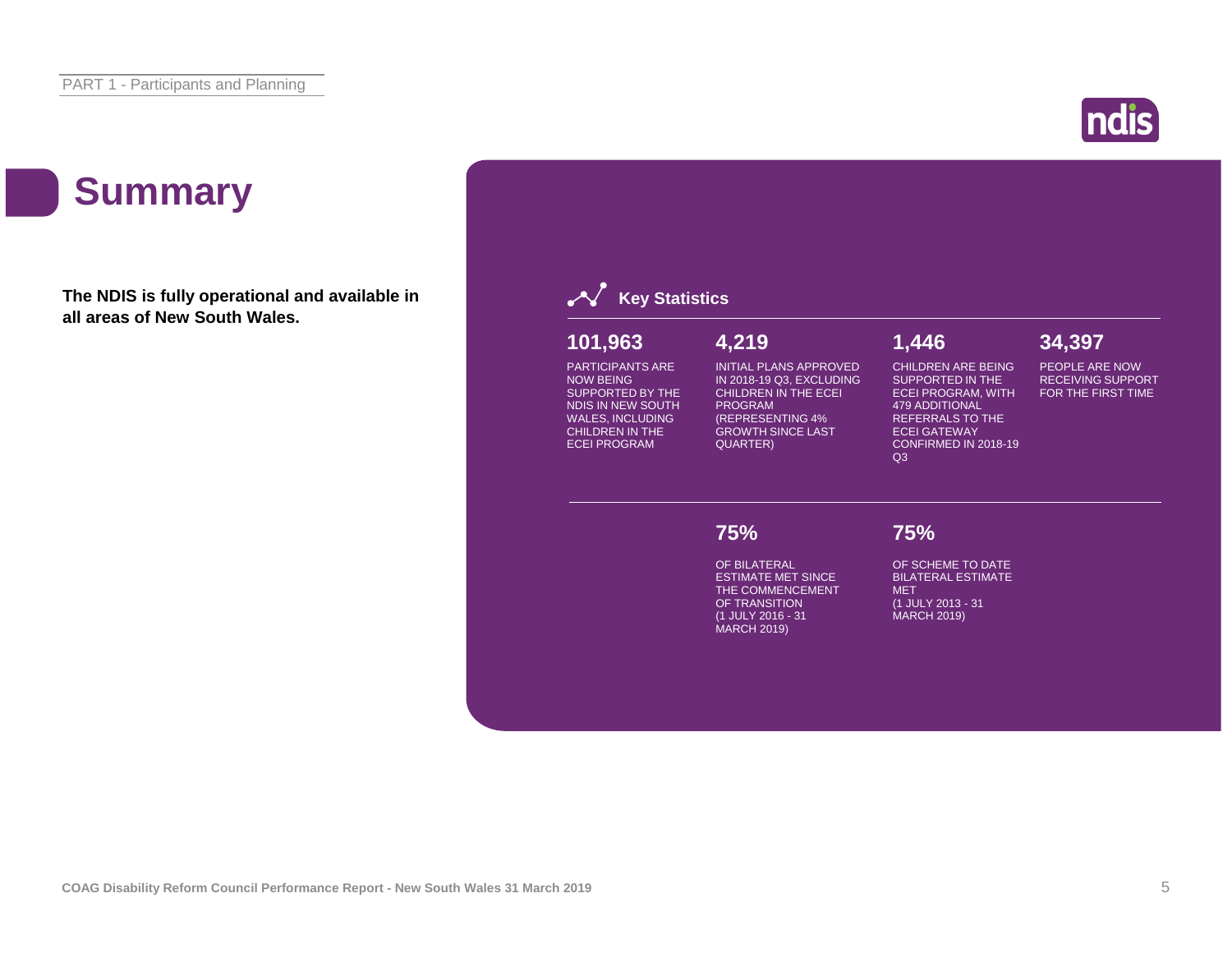# Summary

**The NDIS is fully operational and available in all areas of New South Wales.**

## Key Statistics

**101,963**

PARTICIPANTS ARE NOW BEING SUPPORTED BY THE NDIS IN NEW SOUTH WALES, INCLUDING CHILDREN IN THE ECEI PROGRAM

**4,219**

INITIAL PLANS APPROVED IN 2018-19 Q3, EXCLUDING CHILDREN IN THE ECEI PROGRAM (REPRESENTING 4% GROWTH SINCE LAST QUARTER)

**1,446**

CHILDREN ARE BEING SUPPORTED IN THE ECEI PROGRAM, WITH 479 ADDITIONAL REFERRALS TO THE ECEI GATEWAY CONFIRMED IN 2018-19 Q3

**34,397**

PEOPLE ARE NOW RECEIVING SUPPORT FOR THE FIRST TIME

**75%**

OF BILATERAL ESTIMATE MET SINCE THE COMMENCEMENT OF TRANSITION (1 JULY 2016 - 31 MARCH 2019)

**75%**

OF SCHEME TO DATE BILATERAL ESTIMATE MET (1 JULY 2013 - 31 MARCH 2019)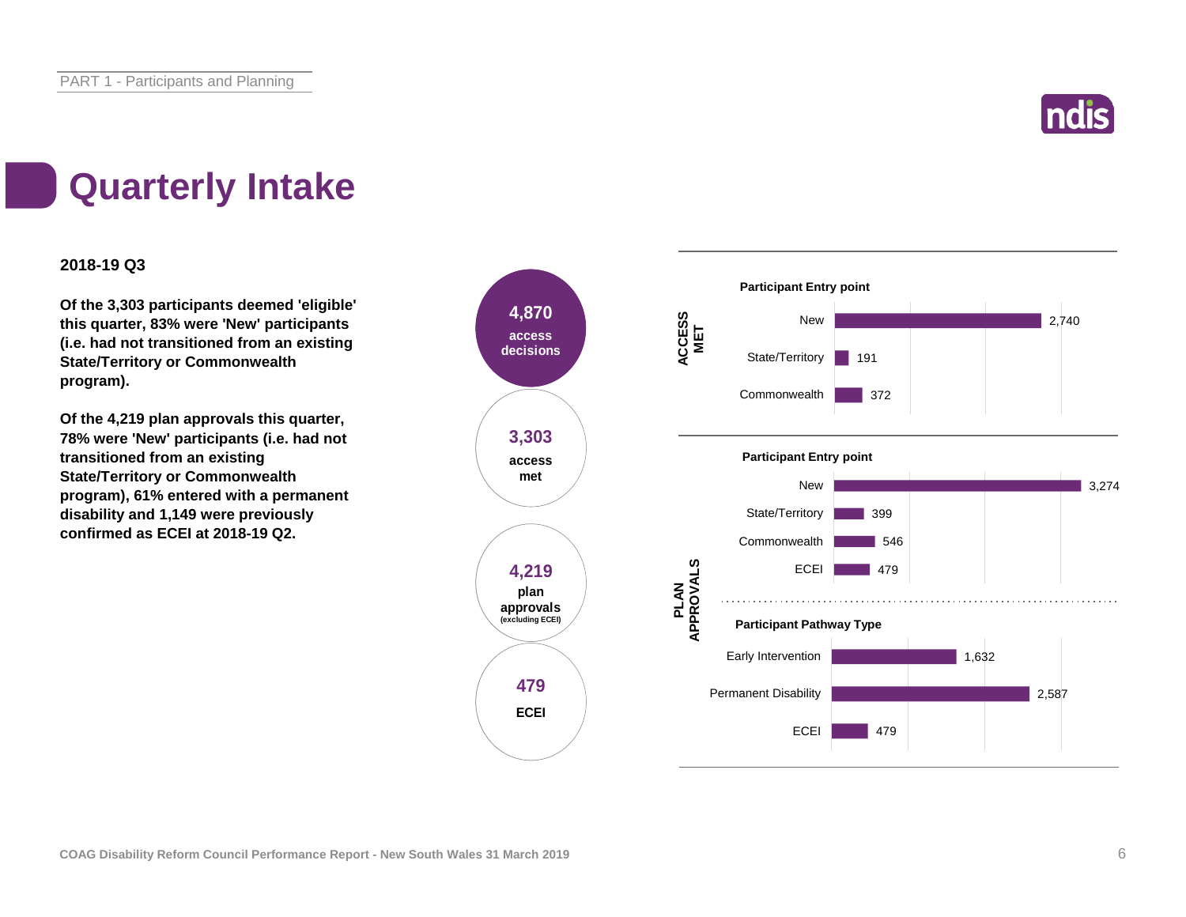# Quarterly Intake

**2018-19 Q3**

**Of the 3,303 participants deemed 'eligible' this quarter, 83% were 'New' participants (i.e. had not transitioned from an existing State/Territory or Commonwealth program).**

**Of the 4,219 plan approvals this quarter, 78% were 'New' participants (i.e. had not transitioned from an existing State/Territory or Commonwealth program), 61% entered with a permanent disability and 1,149 were previously confirmed as ECEI at 2018-19 Q2.**

**4,870** access decisions

**3,303** access met

**4,219** plan approvals (excluding ECEI)

**479** ECEI

**ACCESS MET**

**Participant Entry point**

| Entry point | Count |
| --- | --- |
| New | 2,740 |
| State/Territory | 191 |
| Commonwealth | 372 |

**PLAN APPROVALS**

**Participant Entry point**

| Entry point | Count |
| --- | --- |
| New | 3,274 |
| State/Territory | 399 |
| Commonwealth | 546 |
| ECEI | 479 |

**Participant Pathway Type**

| Pathway Type | Count |
| --- | --- |
| Early Intervention | 1,632 |
| Permanent Disability | 2,587 |
| ECEI | 479 |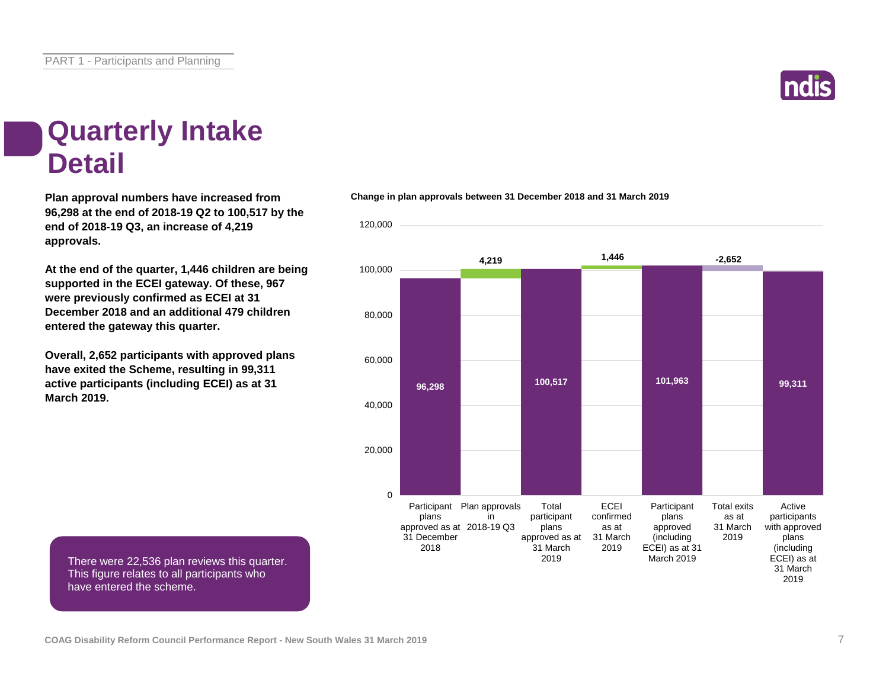# Quarterly Intake Detail

**Plan approval numbers have increased from 96,298 at the end of 2018-19 Q2 to 100,517 by the end of 2018-19 Q3, an increase of 4,219 approvals.**

**At the end of the quarter, 1,446 children are being supported in the ECEI gateway. Of these, 967 were previously confirmed as ECEI at 31 December 2018 and an additional 479 children entered the gateway this quarter.**

**Overall, 2,652 participants with approved plans have exited the Scheme, resulting in 99,311 active participants (including ECEI) as at 31 March 2019.**

There were 22,536 plan reviews this quarter. This figure relates to all participants who have entered the scheme.

**Change in plan approvals between 31 December 2018 and 31 March 2019**

| Category | Value |
| --- | --- |
| Participant plans approved as at 31 December 2018 | 96,298 |
| Plan approvals in 2018-19 Q3 | 4,219 |
| Total participant plans approved as at 31 March 2019 | 100,517 |
| ECEI confirmed as at 31 March 2019 | 1,446 |
| Participant plans approved (including ECEI) as at 31 March 2019 | 101,963 |
| Total exits as at 31 March 2019 | -2,652 |
| Active participants with approved plans (including ECEI) as at 31 March 2019 | 99,311 |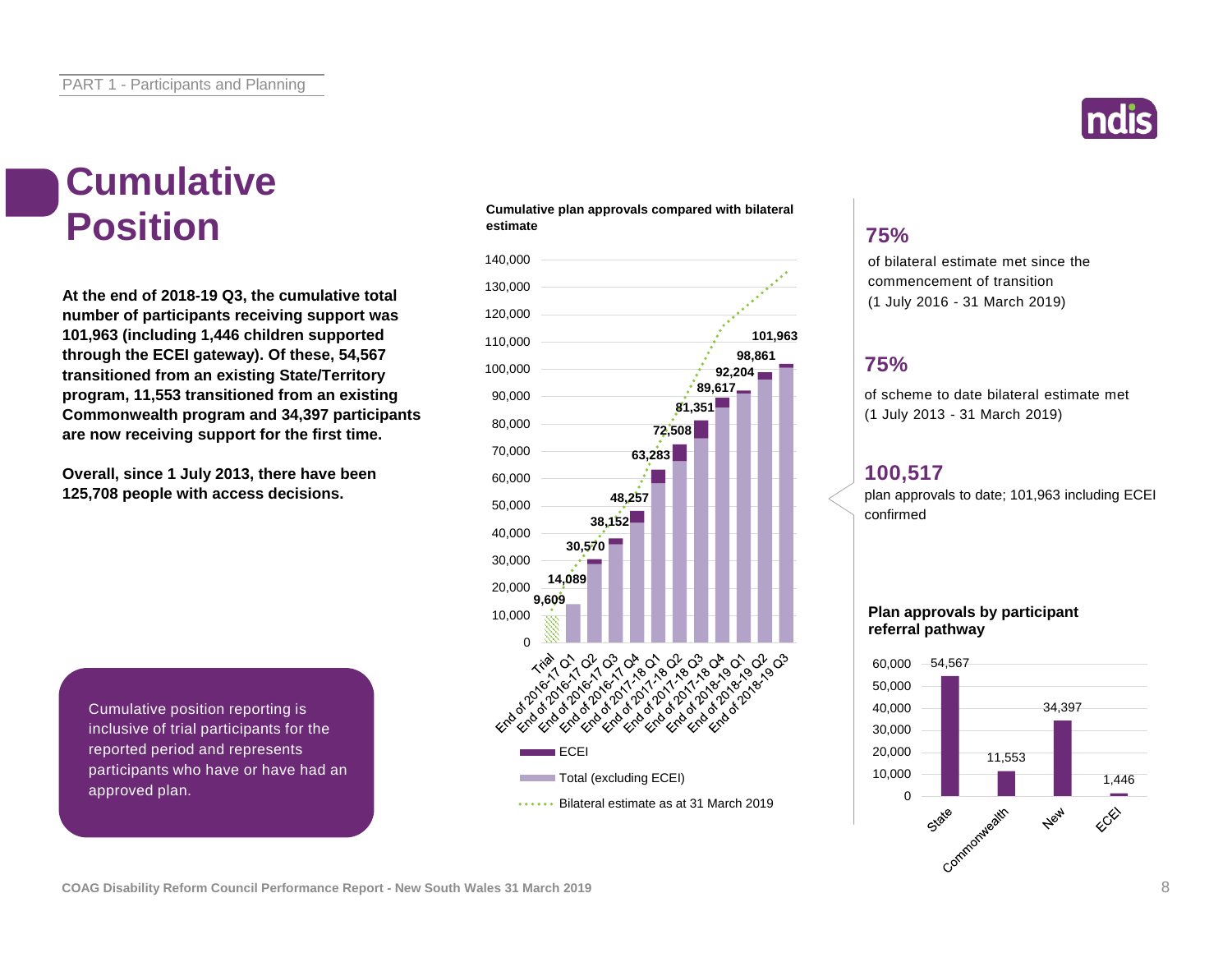# Cumulative Position

**At the end of 2018-19 Q3, the cumulative total number of participants receiving support was 101,963 (including 1,446 children supported through the ECEI gateway). Of these, 54,567 transitioned from an existing State/Territory program, 11,553 transitioned from an existing Commonwealth program and 34,397 participants are now receiving support for the first time.**

**Overall, since 1 July 2013, there have been 125,708 people with access decisions.**

Cumulative position reporting is inclusive of trial participants for the reported period and represents participants who have or have had an approved plan.

**Cumulative plan approvals compared with bilateral estimate**

| Period | Cumulative plan approvals |
|---|---|
| Trial | 9,609 |
| End of 2016-17 Q1 | 14,089 |
| End of 2016-17 Q2 | 30,570 |
| End of 2016-17 Q3 | 38,152 |
| End of 2016-17 Q4 | 48,257 |
| End of 2017-18 Q1 | 63,283 |
| End of 2017-18 Q2 | 72,508 |
| End of 2017-18 Q3 | 81,351 |
| End of 2017-18 Q4 | 89,617 |
| End of 2018-19 Q1 | 92,204 |
| End of 2018-19 Q2 | 98,861 |
| End of 2018-19 Q3 | 101,963 |

Legend: ECEI; Total (excluding ECEI); Bilateral estimate as at 31 March 2019

**75%**

of bilateral estimate met since the commencement of transition (1 July 2016 - 31 March 2019)

**75%**

of scheme to date bilateral estimate met (1 July 2013 - 31 March 2019)

**100,517**

plan approvals to date; 101,963 including ECEI confirmed

**Plan approvals by participant referral pathway**

| Pathway | Plan approvals |
|---|---|
| State | 54,567 |
| Commonwealth | 11,553 |
| New | 34,397 |
| ECEI | 1,446 |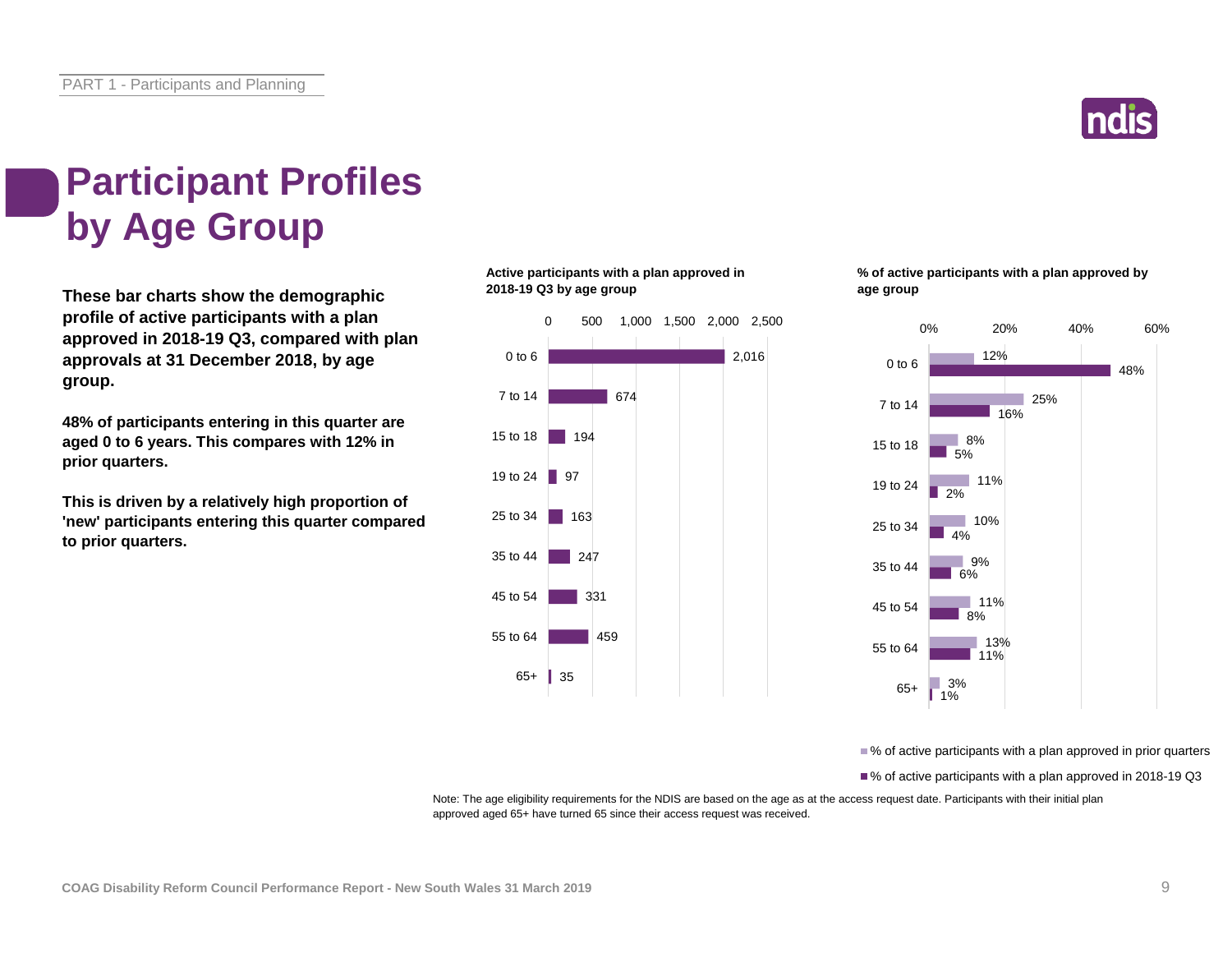# Participant Profiles by Age Group

**These bar charts show the demographic profile of active participants with a plan approved in 2018-19 Q3, compared with plan approvals at 31 December 2018, by age group.**

**48% of participants entering in this quarter are aged 0 to 6 years. This compares with 12% in prior quarters.**

**This is driven by a relatively high proportion of 'new' participants entering this quarter compared to prior quarters.**

**Active participants with a plan approved in 2018-19 Q3 by age group**

| Age group | Active participants |
|---|---|
| 0 to 6 | 2,016 |
| 7 to 14 | 674 |
| 15 to 18 | 194 |
| 19 to 24 | 97 |
| 25 to 34 | 163 |
| 35 to 44 | 247 |
| 45 to 54 | 331 |
| 55 to 64 | 459 |
| 65+ | 35 |

**% of active participants with a plan approved by age group**

| Age group | % of active participants with a plan approved in prior quarters | % of active participants with a plan approved in 2018-19 Q3 |
|---|---|---|
| 0 to 6 | 12% | 48% |
| 7 to 14 | 25% | 16% |
| 15 to 18 | 8% | 5% |
| 19 to 24 | 11% | 2% |
| 25 to 34 | 10% | 4% |
| 35 to 44 | 9% | 6% |
| 45 to 54 | 11% | 8% |
| 55 to 64 | 13% | 11% |
| 65+ | 3% | 1% |

Note: The age eligibility requirements for the NDIS are based on the age as at the access request date. Participants with their initial plan approved aged 65+ have turned 65 since their access request was received.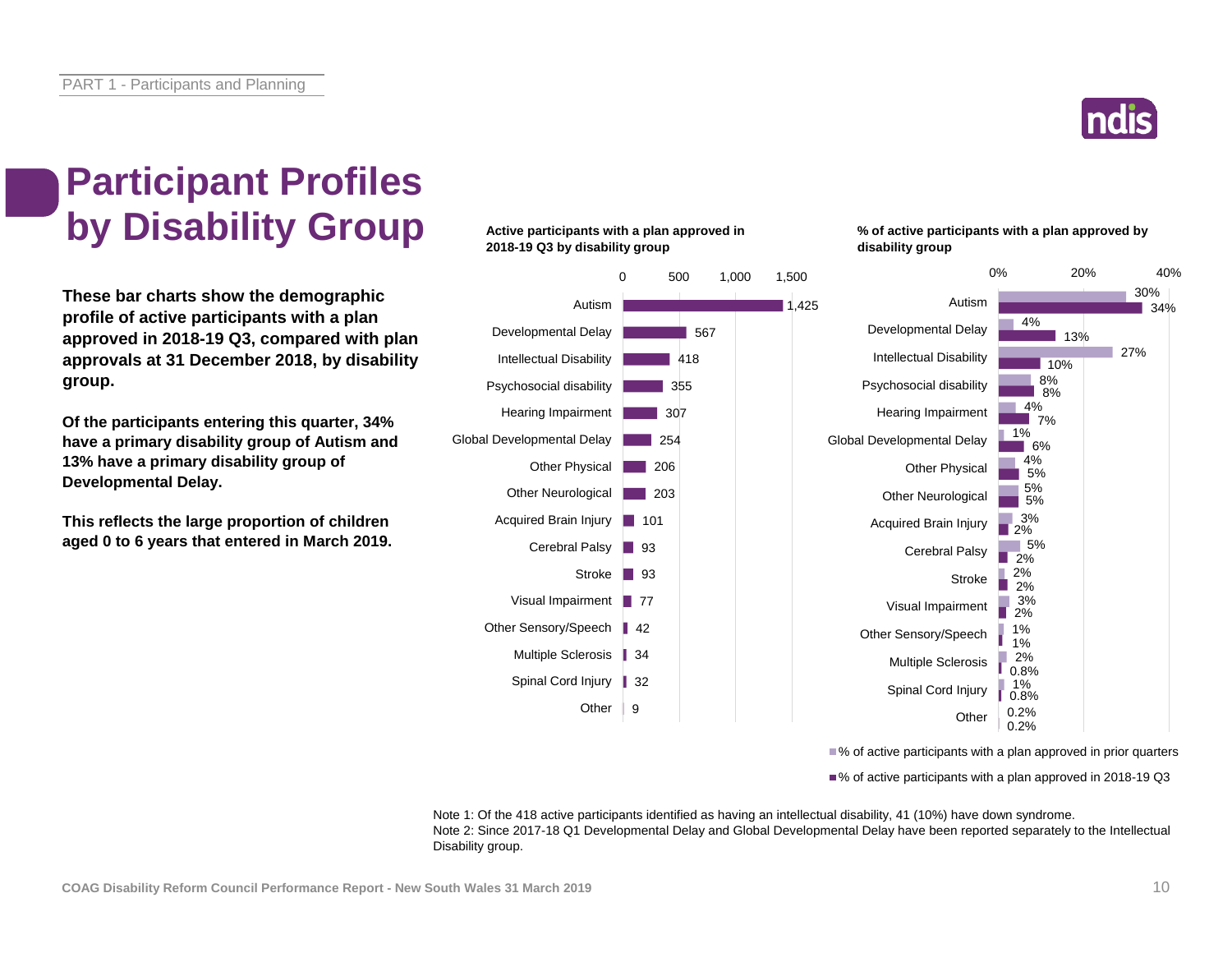# Participant Profiles by Disability Group

**These bar charts show the demographic profile of active participants with a plan approved in 2018-19 Q3, compared with plan approvals at 31 December 2018, by disability group.**

**Of the participants entering this quarter, 34% have a primary disability group of Autism and 13% have a primary disability group of Developmental Delay.**

**This reflects the large proportion of children aged 0 to 6 years that entered in March 2019.**

**Active participants with a plan approved in 2018-19 Q3 by disability group**

| Disability group | Active participants |
| --- | --- |
| Autism | 1,425 |
| Developmental Delay | 567 |
| Intellectual Disability | 418 |
| Psychosocial disability | 355 |
| Hearing Impairment | 307 |
| Global Developmental Delay | 254 |
| Other Physical | 206 |
| Other Neurological | 203 |
| Acquired Brain Injury | 101 |
| Cerebral Palsy | 93 |
| Stroke | 93 |
| Visual Impairment | 77 |
| Other Sensory/Speech | 42 |
| Multiple Sclerosis | 34 |
| Spinal Cord Injury | 32 |
| Other | 9 |

**% of active participants with a plan approved by disability group**

| Disability group | % of active participants with a plan approved in prior quarters | % of active participants with a plan approved in 2018-19 Q3 |
| --- | --- | --- |
| Autism | 30% | 34% |
| Developmental Delay | 4% | 13% |
| Intellectual Disability | 27% | 10% |
| Psychosocial disability | 8% | 8% |
| Hearing Impairment | 4% | 7% |
| Global Developmental Delay | 1% | 6% |
| Other Physical | 4% | 5% |
| Other Neurological | 5% | 5% |
| Acquired Brain Injury | 3% | 2% |
| Cerebral Palsy | 5% | 2% |
| Stroke | 2% | 2% |
| Visual Impairment | 3% | 2% |
| Other Sensory/Speech | 1% | 1% |
| Multiple Sclerosis | 2% | 0.8% |
| Spinal Cord Injury | 1% | 0.8% |
| Other | 0.2% | 0.2% |

Note 1: Of the 418 active participants identified as having an intellectual disability, 41 (10%) have down syndrome.
Note 2: Since 2017-18 Q1 Developmental Delay and Global Developmental Delay have been reported separately to the Intellectual Disability group.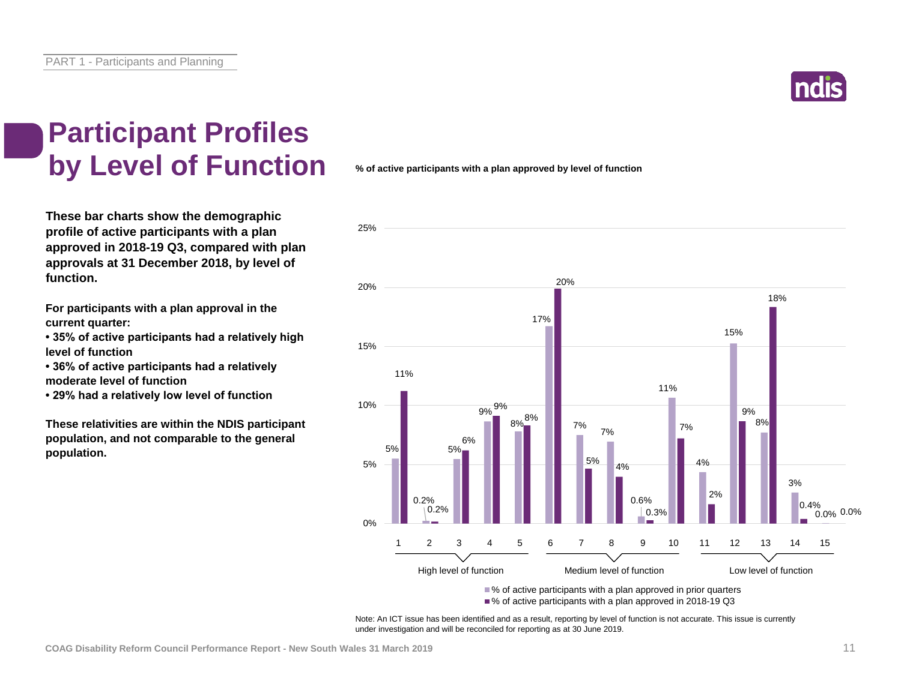# Participant Profiles by Level of Function

**These bar charts show the demographic profile of active participants with a plan approved in 2018-19 Q3, compared with plan approvals at 31 December 2018, by level of function.**

**For participants with a plan approval in the current quarter:**

- **35% of active participants had a relatively high level of function**
- **36% of active participants had a relatively moderate level of function**
- **29% had a relatively low level of function**

**These relativities are within the NDIS participant population, and not comparable to the general population.**

**% of active participants with a plan approved by level of function**

| Level of function | Group | % of active participants with a plan approved in prior quarters | % of active participants with a plan approved in 2018-19 Q3 |
|---|---|---|---|
| 1 | High level of function | 5% | 11% |
| 2 | High level of function | 0.2% | 0.2% |
| 3 | High level of function | 5% | 6% |
| 4 | High level of function | 9% | 9% |
| 5 | High level of function | 8% | 8% |
| 6 | Medium level of function | 17% | 20% |
| 7 | Medium level of function | 7% | 5% |
| 8 | Medium level of function | 7% | 4% |
| 9 | Medium level of function | 0.6% | 0.3% |
| 10 | Medium level of function | 11% | 7% |
| 11 | Low level of function | 4% | 2% |
| 12 | Low level of function | 15% | 9% |
| 13 | Low level of function | 8% | 18% |
| 14 | Low level of function | 3% | 0.4% |
| 15 | Low level of function | 0.0% | 0.0% |

Note: An ICT issue has been identified and as a result, reporting by level of function is not accurate. This issue is currently under investigation and will be reconciled for reporting as at 30 June 2019.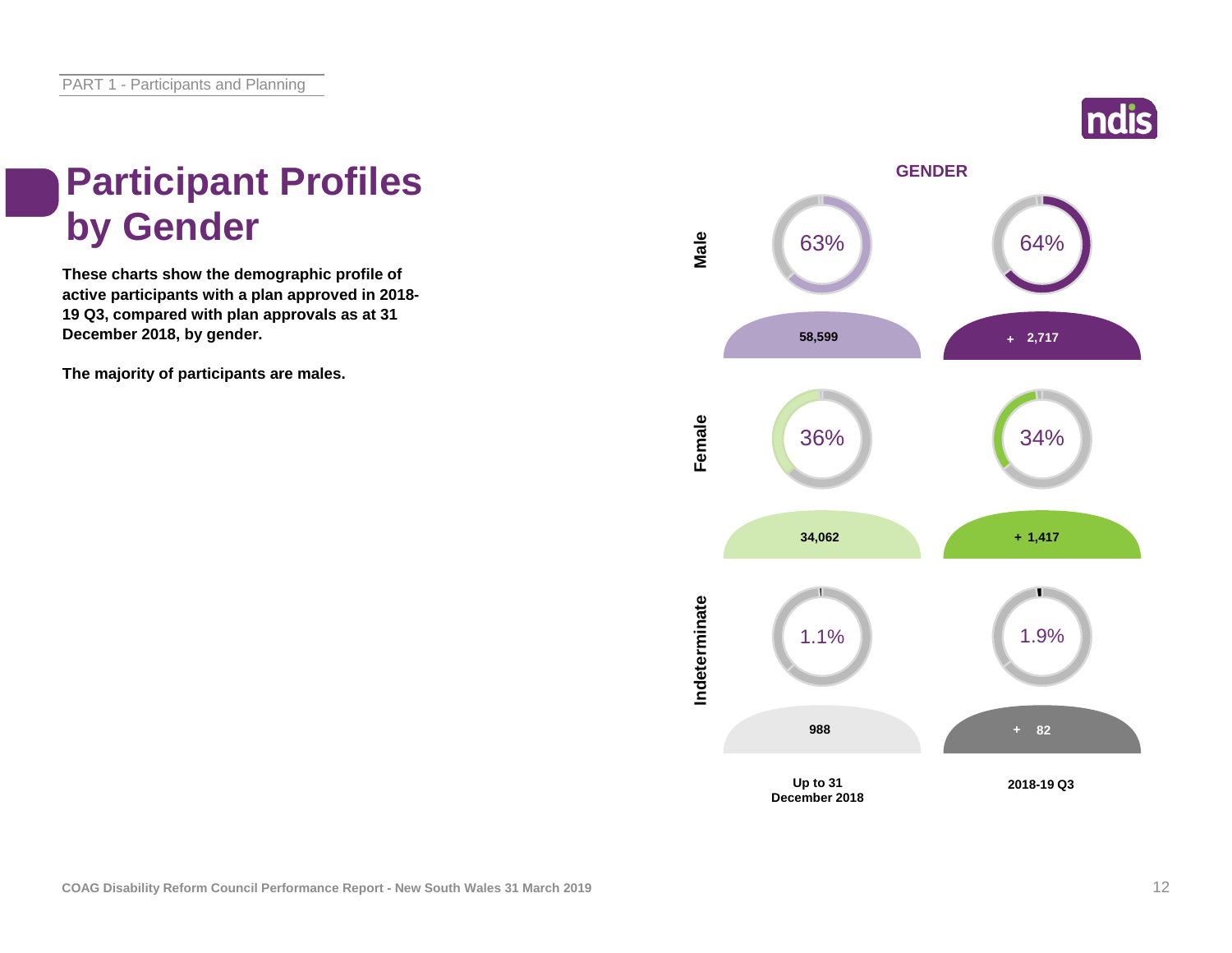# Participant Profiles by Gender

**These charts show the demographic profile of active participants with a plan approved in 2018-19 Q3, compared with plan approvals as at 31 December 2018, by gender.**

**The majority of participants are males.**

## GENDER

| | Up to 31 December 2018 | | 2018-19 Q3 | |
|---|---|---|---|---|
| Male | 63% | 58,599 | 64% | + 2,717 |
| Female | 36% | 34,062 | 34% | + 1,417 |
| Indeterminate | 1.1% | 988 | 1.9% | + 82 |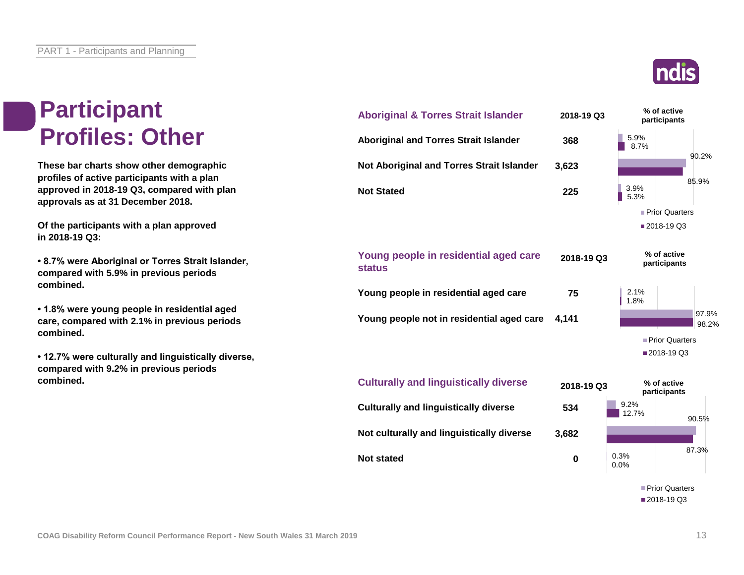# Participant Profiles: Other

**These bar charts show other demographic profiles of active participants with a plan approved in 2018-19 Q3, compared with plan approvals as at 31 December 2018.**

**Of the participants with a plan approved in 2018-19 Q3:**

**• 8.7% were Aboriginal or Torres Strait Islander, compared with 5.9% in previous periods combined.**

**• 1.8% were young people in residential aged care, compared with 2.1% in previous periods combined.**

**• 12.7% were culturally and linguistically diverse, compared with 9.2% in previous periods combined.**

| Aboriginal & Torres Strait Islander | 2018-19 Q3 | % of active participants – Prior Quarters | % of active participants – 2018-19 Q3 |
|---|---|---|---|
| Aboriginal and Torres Strait Islander | 368 | 5.9% | 8.7% |
| Not Aboriginal and Torres Strait Islander | 3,623 | 90.2% | 85.9% |
| Not Stated | 225 | 3.9% | 5.3% |

| Young people in residential aged care status | 2018-19 Q3 | % of active participants – Prior Quarters | % of active participants – 2018-19 Q3 |
|---|---|---|---|
| Young people in residential aged care | 75 | 2.1% | 1.8% |
| Young people not in residential aged care | 4,141 | 97.9% | 98.2% |

| Culturally and linguistically diverse | 2018-19 Q3 | % of active participants – Prior Quarters | % of active participants – 2018-19 Q3 |
|---|---|---|---|
| Culturally and linguistically diverse | 534 | 9.2% | 12.7% |
| Not culturally and linguistically diverse | 3,682 | 90.5% | 87.3% |
| Not stated | 0 | 0.3% | 0.0% |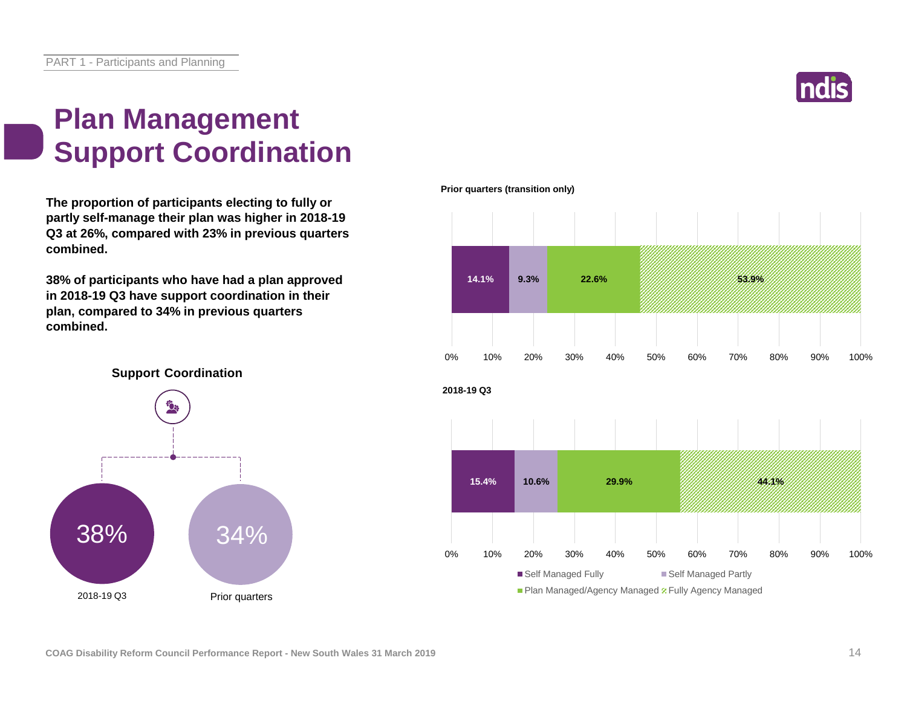# Plan Management Support Coordination

**The proportion of participants electing to fully or partly self-manage their plan was higher in 2018-19 Q3 at 26%, compared with 23% in previous quarters combined.**

**38% of participants who have had a plan approved in 2018-19 Q3 have support coordination in their plan, compared to 34% in previous quarters combined.**

**Support Coordination**

| 2018-19 Q3 | Prior quarters |
|---|---|
| 38% | 34% |

**Prior quarters (transition only)**

| Self Managed Fully | Self Managed Partly | Plan Managed/Agency Managed | Fully Agency Managed |
|---|---|---|---|
| 14.1% | 9.3% | 22.6% | 53.9% |

**2018-19 Q3**

| Self Managed Fully | Self Managed Partly | Plan Managed/Agency Managed | Fully Agency Managed |
|---|---|---|---|
| 15.4% | 10.6% | 29.9% | 44.1% |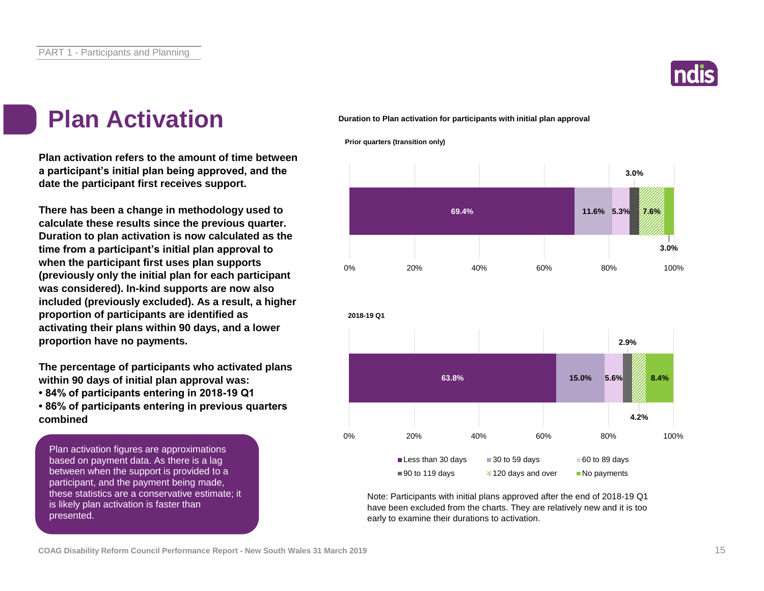# Plan Activation

**Plan activation refers to the amount of time between a participant's initial plan being approved, and the date the participant first receives support.**

**There has been a change in methodology used to calculate these results since the previous quarter. Duration to plan activation is now calculated as the time from a participant's initial plan approval to when the participant first uses plan supports (previously only the initial plan for each participant was considered). In-kind supports are now also included (previously excluded). As a result, a higher proportion of participants are identified as activating their plans within 90 days, and a lower proportion have no payments.**

**The percentage of participants who activated plans within 90 days of initial plan approval was:**

- **84% of participants entering in 2018-19 Q1**
- **86% of participants entering in previous quarters combined**

Plan activation figures are approximations based on payment data. As there is a lag between when the support is provided to a participant, and the payment being made, these statistics are a conservative estimate; it is likely plan activation is faster than presented.

**Duration to Plan activation for participants with initial plan approval**

| Period | Less than 30 days | 30 to 59 days | 60 to 89 days | 90 to 119 days | 120 days and over | No payments |
|---|---|---|---|---|---|---|
| Prior quarters (transition only) | 69.4% | 11.6% | 5.3% | 3.0% | 7.6% | 3.0% |
| 2018-19 Q1 | 63.8% | 15.0% | 5.6% | 2.9% | 4.2% | 8.4% |

Note: Participants with initial plans approved after the end of 2018-19 Q1 have been excluded from the charts. They are relatively new and it is too early to examine their durations to activation.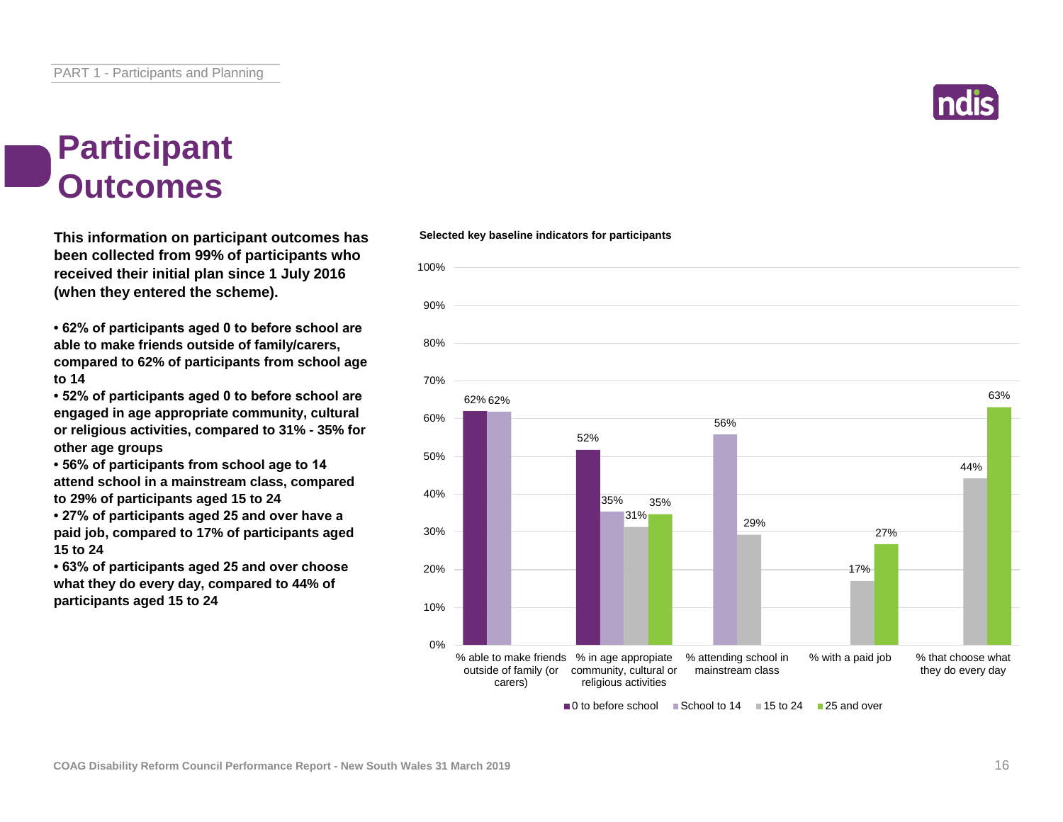# Participant Outcomes

**This information on participant outcomes has been collected from 99% of participants who received their initial plan since 1 July 2016 (when they entered the scheme).**

- **62% of participants aged 0 to before school are able to make friends outside of family/carers, compared to 62% of participants from school age to 14**
- **52% of participants aged 0 to before school are engaged in age appropriate community, cultural or religious activities, compared to 31% - 35% for other age groups**
- **56% of participants from school age to 14 attend school in a mainstream class, compared to 29% of participants aged 15 to 24**
- **27% of participants aged 25 and over have a paid job, compared to 17% of participants aged 15 to 24**
- **63% of participants aged 25 and over choose what they do every day, compared to 44% of participants aged 15 to 24**

**Selected key baseline indicators for participants**

| | 0 to before school | School to 14 | 15 to 24 | 25 and over |
|---|---|---|---|---|
| % able to make friends outside of family (or carers) | 62% | 62% | | |
| % in age appropriate community, cultural or religious activities | 52% | 35% | 31% | 35% |
| % attending school in mainstream class | | 56% | 29% | |
| % with a paid job | | | 17% | 27% |
| % that choose what they do every day | | | 44% | 63% |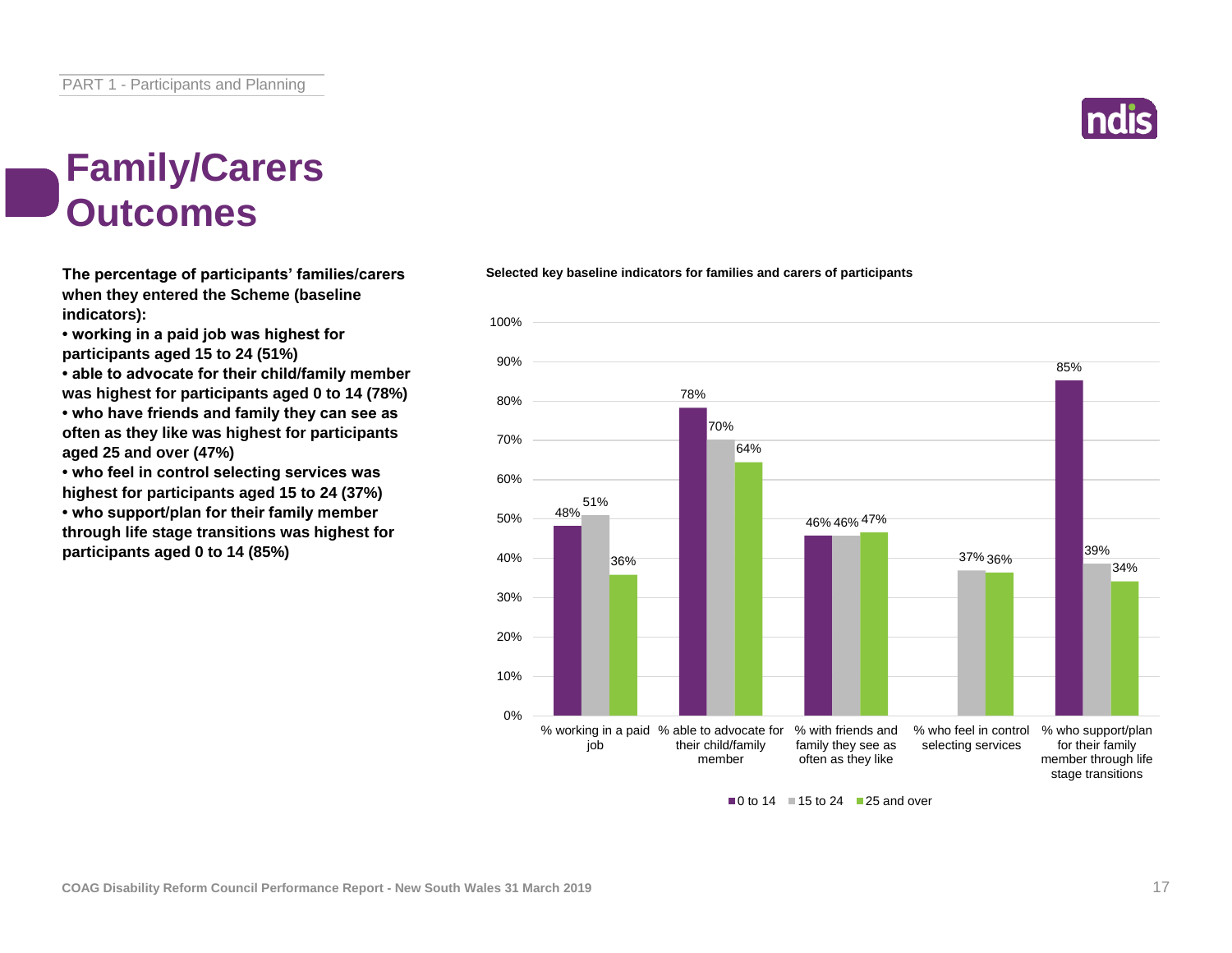# Family/Carers Outcomes

**The percentage of participants' families/carers when they entered the Scheme (baseline indicators):**

- **working in a paid job was highest for participants aged 15 to 24 (51%)**
- **able to advocate for their child/family member was highest for participants aged 0 to 14 (78%)**
- **who have friends and family they can see as often as they like was highest for participants aged 25 and over (47%)**
- **who feel in control selecting services was highest for participants aged 15 to 24 (37%)**
- **who support/plan for their family member through life stage transitions was highest for participants aged 0 to 14 (85%)**

**Selected key baseline indicators for families and carers of participants**

| | 0 to 14 | 15 to 24 | 25 and over |
|---|---|---|---|
| % working in a paid job | 48% | 51% | 36% |
| % able to advocate for their child/family member | 78% | 70% | 64% |
| % with friends and family they see as often as they like | 46% | 46% | 47% |
| % who feel in control selecting services | | 37% | 36% |
| % who support/plan for their family member through life stage transitions | 85% | 39% | 34% |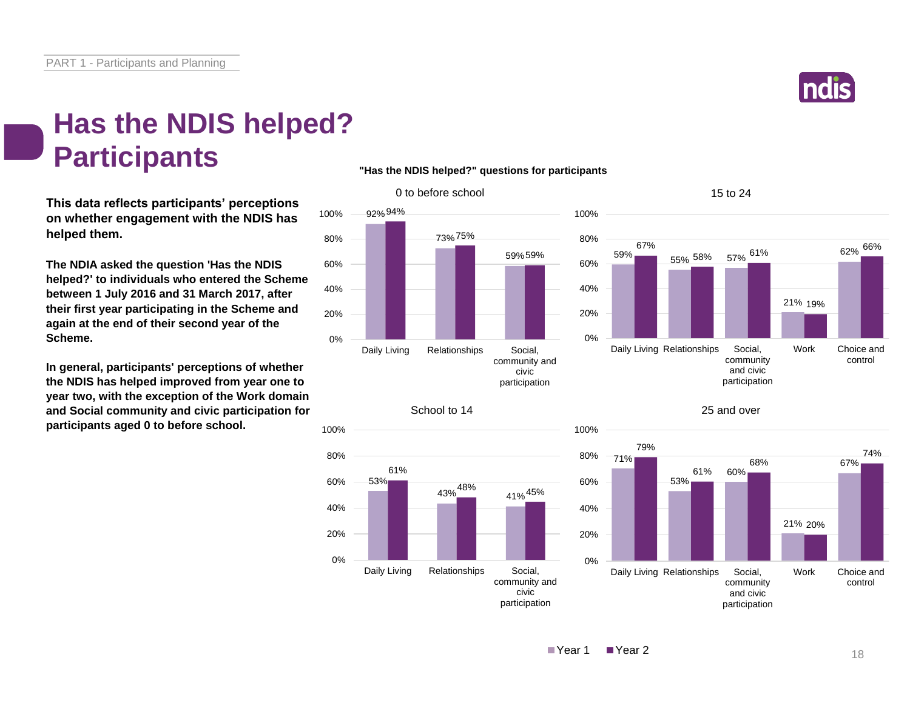# Has the NDIS helped? Participants

**This data reflects participants' perceptions on whether engagement with the NDIS has helped them.**

**The NDIA asked the question 'Has the NDIS helped?' to individuals who entered the Scheme between 1 July 2016 and 31 March 2017, after their first year participating in the Scheme and again at the end of their second year of the Scheme.**

**In general, participants' perceptions of whether the NDIS has helped improved from year one to year two, with the exception of the Work domain and Social community and civic participation for participants aged 0 to before school.**

**"Has the NDIS helped?" questions for participants**

0 to before school

| | Year 1 | Year 2 |
|---|---|---|
| Daily Living | 92% | 94% |
| Relationships | 73% | 75% |
| Social, community and civic participation | 59% | 59% |

15 to 24

| | Year 1 | Year 2 |
|---|---|---|
| Daily Living | 59% | 67% |
| Relationships | 55% | 58% |
| Social, community and civic participation | 57% | 61% |
| Work | 21% | 19% |
| Choice and control | 62% | 66% |

School to 14

| | Year 1 | Year 2 |
|---|---|---|
| Daily Living | 53% | 61% |
| Relationships | 43% | 48% |
| Social, community and civic participation | 41% | 45% |

25 and over

| | Year 1 | Year 2 |
|---|---|---|
| Daily Living | 71% | 79% |
| Relationships | 53% | 61% |
| Social, community and civic participation | 60% | 68% |
| Work | 21% | 20% |
| Choice and control | 67% | 74% |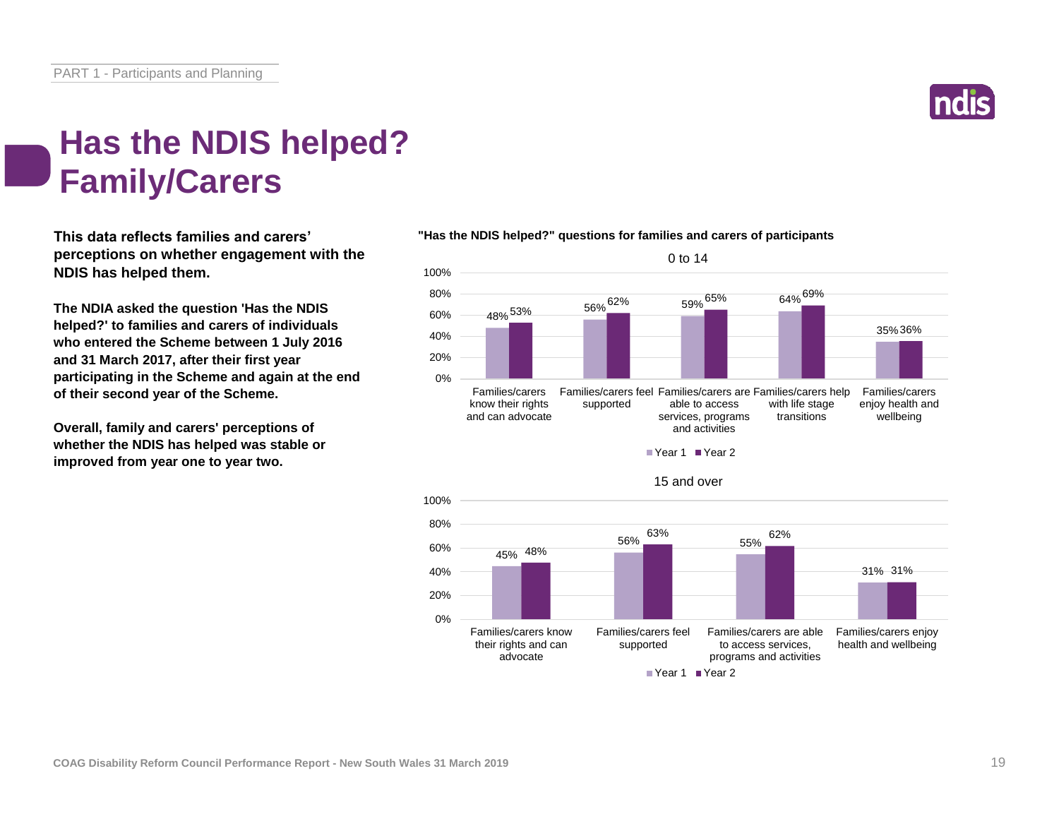# Has the NDIS helped? Family/Carers

**This data reflects families and carers' perceptions on whether engagement with the NDIS has helped them.**

**The NDIA asked the question 'Has the NDIS helped?' to families and carers of individuals who entered the Scheme between 1 July 2016 and 31 March 2017, after their first year participating in the Scheme and again at the end of their second year of the Scheme.**

**Overall, family and carers' perceptions of whether the NDIS has helped was stable or improved from year one to year two.**

**"Has the NDIS helped?" questions for families and carers of participants**

0 to 14

| | Year 1 | Year 2 |
|---|---|---|
| Families/carers know their rights and can advocate | 48% | 53% |
| Families/carers feel supported | 56% | 62% |
| Families/carers are able to access services, programs and activities | 59% | 65% |
| Families/carers help with life stage transitions | 64% | 69% |
| Families/carers enjoy health and wellbeing | 35% | 36% |

15 and over

| | Year 1 | Year 2 |
|---|---|---|
| Families/carers know their rights and can advocate | 45% | 48% |
| Families/carers feel supported | 56% | 63% |
| Families/carers are able to access services, programs and activities | 55% | 62% |
| Families/carers enjoy health and wellbeing | 31% | 31% |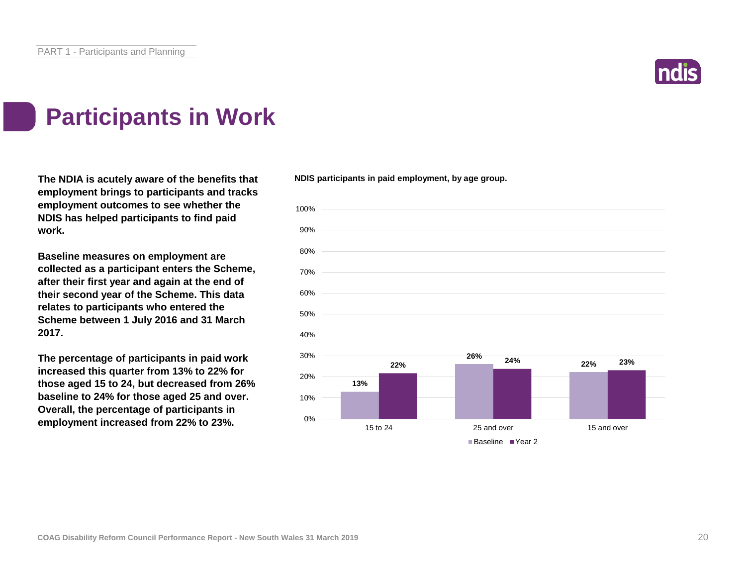# Participants in Work

**The NDIA is acutely aware of the benefits that employment brings to participants and tracks employment outcomes to see whether the NDIS has helped participants to find paid work.**

**Baseline measures on employment are collected as a participant enters the Scheme, after their first year and again at the end of their second year of the Scheme. This data relates to participants who entered the Scheme between 1 July 2016 and 31 March 2017.**

**The percentage of participants in paid work increased this quarter from 13% to 22% for those aged 15 to 24, but decreased from 26% baseline to 24% for those aged 25 and over. Overall, the percentage of participants in employment increased from 22% to 23%.**

**NDIS participants in paid employment, by age group.**

| Age group | Baseline | Year 2 |
|---|---|---|
| 15 to 24 | 13% | 22% |
| 25 and over | 26% | 24% |
| 15 and over | 22% | 23% |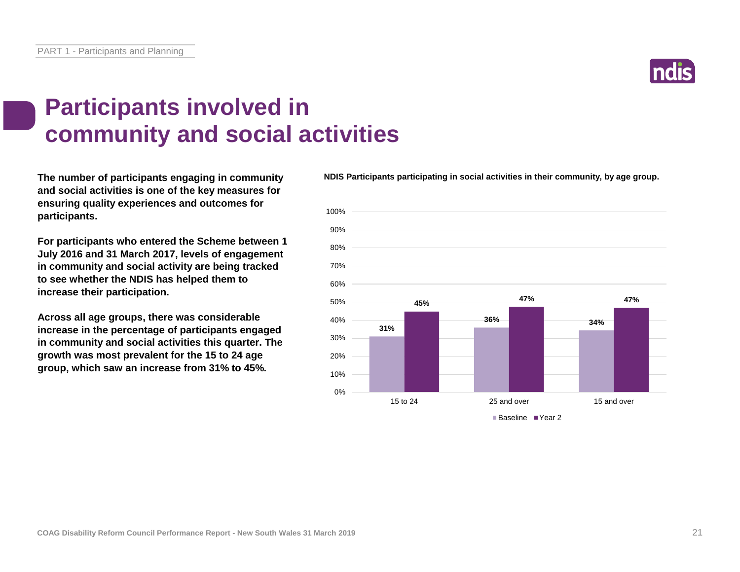# Participants involved in community and social activities

**The number of participants engaging in community and social activities is one of the key measures for ensuring quality experiences and outcomes for participants.**

**For participants who entered the Scheme between 1 July 2016 and 31 March 2017, levels of engagement in community and social activity are being tracked to see whether the NDIS has helped them to increase their participation.**

**Across all age groups, there was considerable increase in the percentage of participants engaged in community and social activities this quarter. The growth was most prevalent for the 15 to 24 age group, which saw an increase from 31% to 45%.**

**NDIS Participants participating in social activities in their community, by age group.**

| Age group | Baseline | Year 2 |
|---|---|---|
| 15 to 24 | 31% | 45% |
| 25 and over | 36% | 47% |
| 15 and over | 34% | 47% |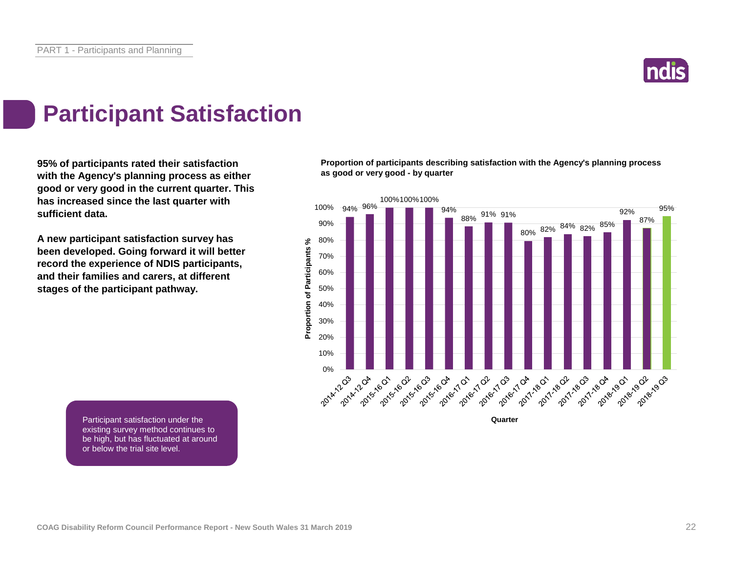# Participant Satisfaction

**95% of participants rated their satisfaction with the Agency's planning process as either good or very good in the current quarter. This has increased since the last quarter with sufficient data.**

**A new participant satisfaction survey has been developed. Going forward it will better record the experience of NDIS participants, and their families and carers, at different stages of the participant pathway.**

**Proportion of participants describing satisfaction with the Agency's planning process as good or very good - by quarter**

| Quarter | Proportion of Participants % |
|---|---|
| 2014-12 Q3 | 94% |
| 2014-12 Q4 | 96% |
| 2015-16 Q1 | 100% |
| 2015-16 Q2 | 100% |
| 2015-16 Q3 | 100% |
| 2015-16 Q4 | 94% |
| 2016-17 Q1 | 88% |
| 2016-17 Q2 | 91% |
| 2016-17 Q3 | 91% |
| 2016-17 Q4 | 80% |
| 2017-18 Q1 | 82% |
| 2017-18 Q2 | 84% |
| 2017-18 Q3 | 82% |
| 2017-18 Q4 | 85% |
| 2018-19 Q1 | 92% |
| 2018-19 Q2 | 87% |
| 2018-19 Q3 | 95% |

Participant satisfaction under the existing survey method continues to be high, but has fluctuated at around or below the trial site level.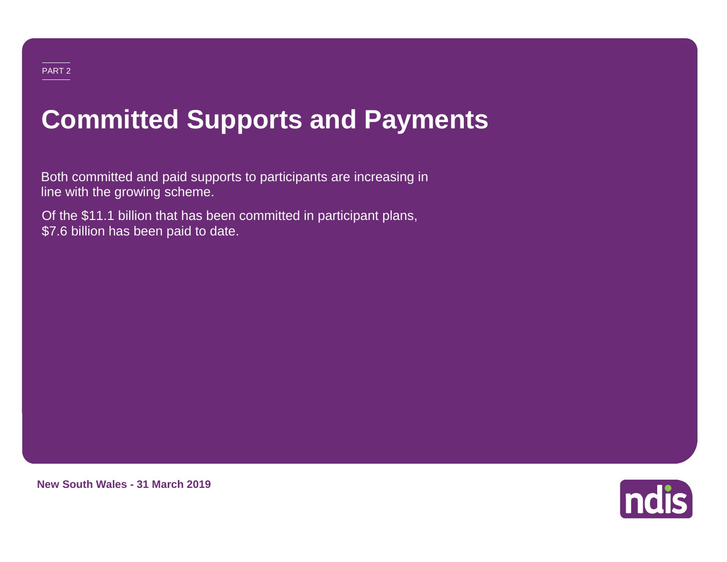PART 2

# Committed Supports and Payments

Both committed and paid supports to participants are increasing in line with the growing scheme.

Of the $11.1 billion that has been committed in participant plans, $7.6 billion has been paid to date.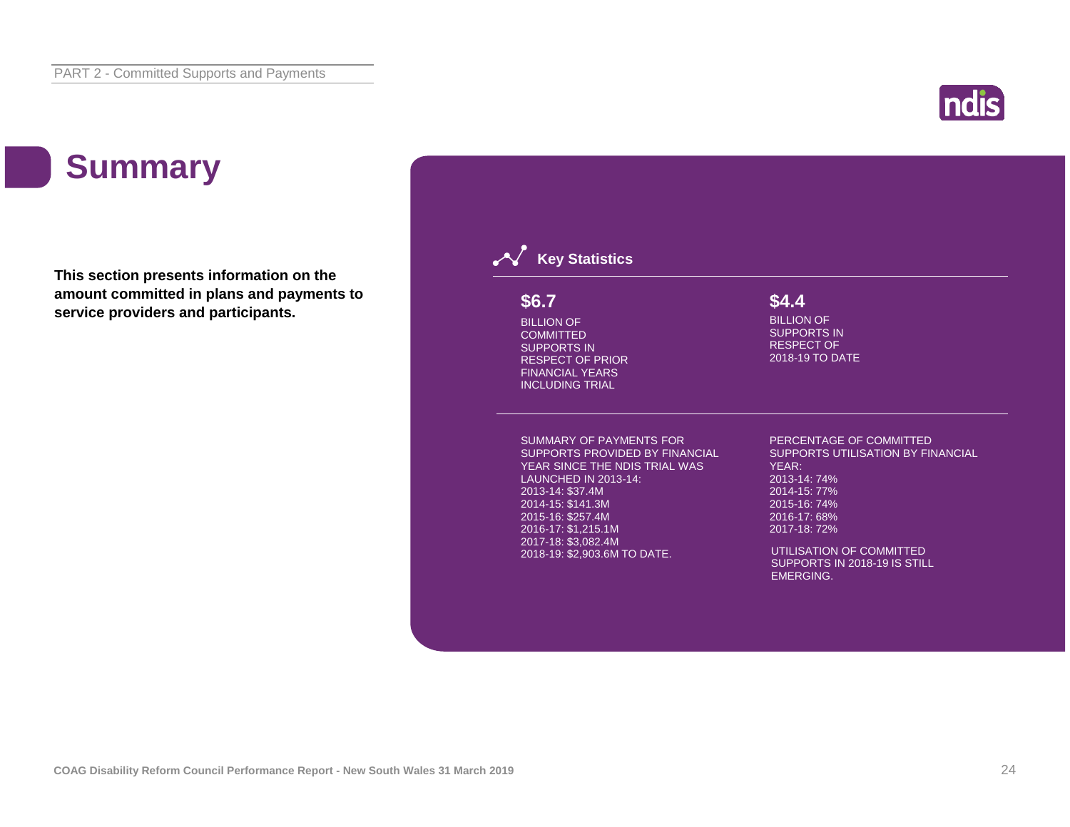# Summary

**This section presents information on the amount committed in plans and payments to service providers and participants.**

## Key Statistics

**$6.7**

BILLION OF COMMITTED SUPPORTS IN RESPECT OF PRIOR FINANCIAL YEARS INCLUDING TRIAL

**$4.4**

BILLION OF SUPPORTS IN RESPECT OF 2018-19 TO DATE

SUMMARY OF PAYMENTS FOR SUPPORTS PROVIDED BY FINANCIAL YEAR SINCE THE NDIS TRIAL WAS LAUNCHED IN 2013-14:

- 2013-14: $37.4M
- 2014-15: $141.3M
- 2015-16: $257.4M
- 2016-17: $1,215.1M
- 2017-18: $3,082.4M
- 2018-19: $2,903.6M TO DATE.

PERCENTAGE OF COMMITTED SUPPORTS UTILISATION BY FINANCIAL YEAR:

- 2013-14: 74%
- 2014-15: 77%
- 2015-16: 74%
- 2016-17: 68%
- 2017-18: 72%

UTILISATION OF COMMITTED SUPPORTS IN 2018-19 IS STILL EMERGING.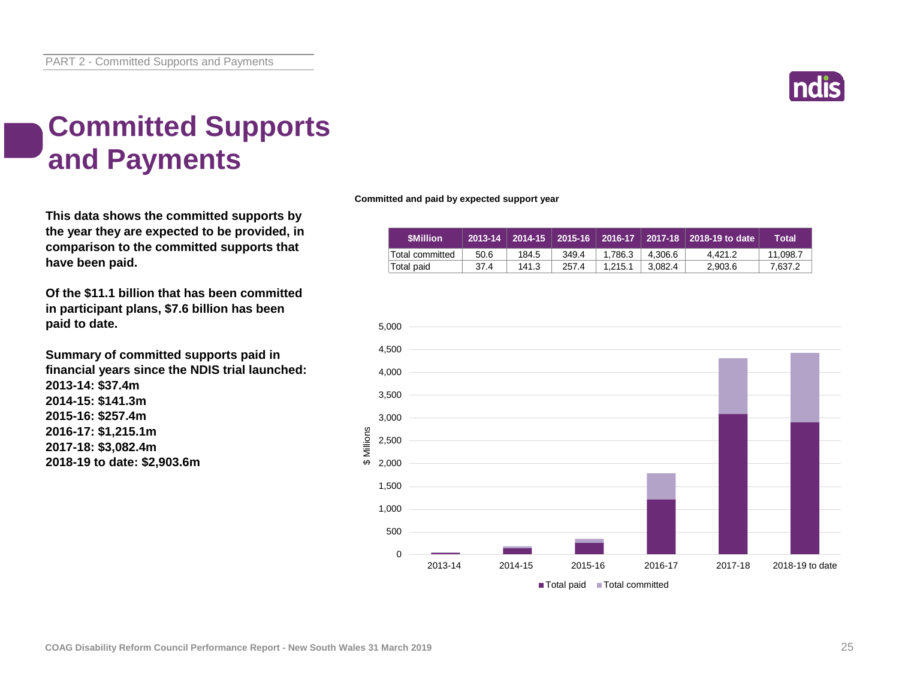# Committed Supports and Payments

**This data shows the committed supports by the year they are expected to be provided, in comparison to the committed supports that have been paid.**

**Of the $11.1 billion that has been committed in participant plans, $7.6 billion has been paid to date.**

**Summary of committed supports paid in financial years since the NDIS trial launched:**
**2013-14: $37.4m**
**2014-15: $141.3m**
**2015-16: $257.4m**
**2016-17: $1,215.1m**
**2017-18: $3,082.4m**
**2018-19 to date: $2,903.6m**

**Committed and paid by expected support year**

| $Million | 2013-14 | 2014-15 | 2015-16 | 2016-17 | 2017-18 | 2018-19 to date | Total |
|---|---|---|---|---|---|---|---|
| Total committed | 50.6 | 184.5 | 349.4 | 1,786.3 | 4,306.6 | 4,421.2 | 11,098.7 |
| Total paid | 37.4 | 141.3 | 257.4 | 1,215.1 | 3,082.4 | 2,903.6 | 7,637.2 |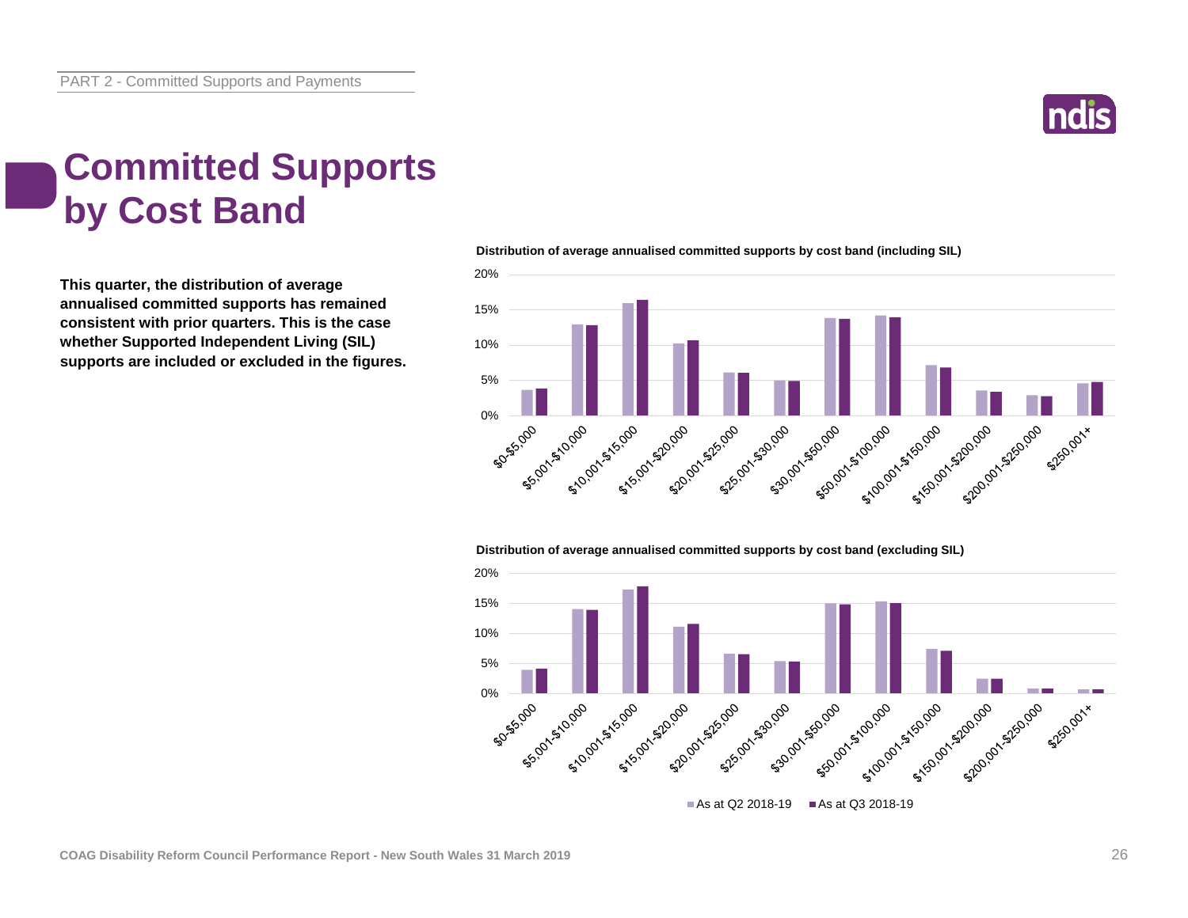# Committed Supports by Cost Band

**This quarter, the distribution of average annualised committed supports has remained consistent with prior quarters. This is the case whether Supported Independent Living (SIL) supports are included or excluded in the figures.**

**Distribution of average annualised committed supports by cost band (including SIL)**

**Distribution of average annualised committed supports by cost band (excluding SIL)**

As at Q2 2018-19 | As at Q3 2018-19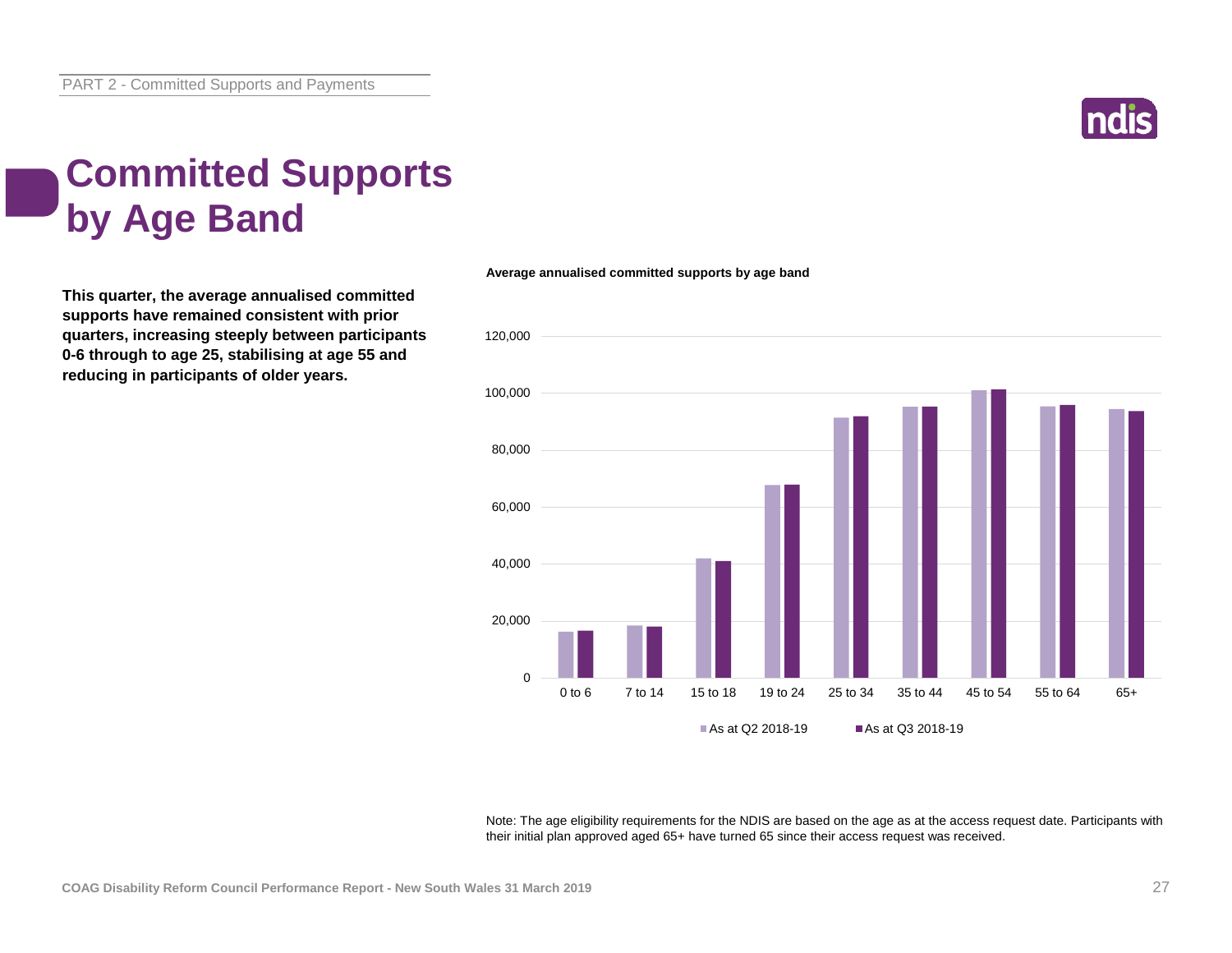# Committed Supports by Age Band

**This quarter, the average annualised committed supports have remained consistent with prior quarters, increasing steeply between participants 0-6 through to age 25, stabilising at age 55 and reducing in participants of older years.**

**Average annualised committed supports by age band**

Note: The age eligibility requirements for the NDIS are based on the age as at the access request date. Participants with their initial plan approved aged 65+ have turned 65 since their access request was received.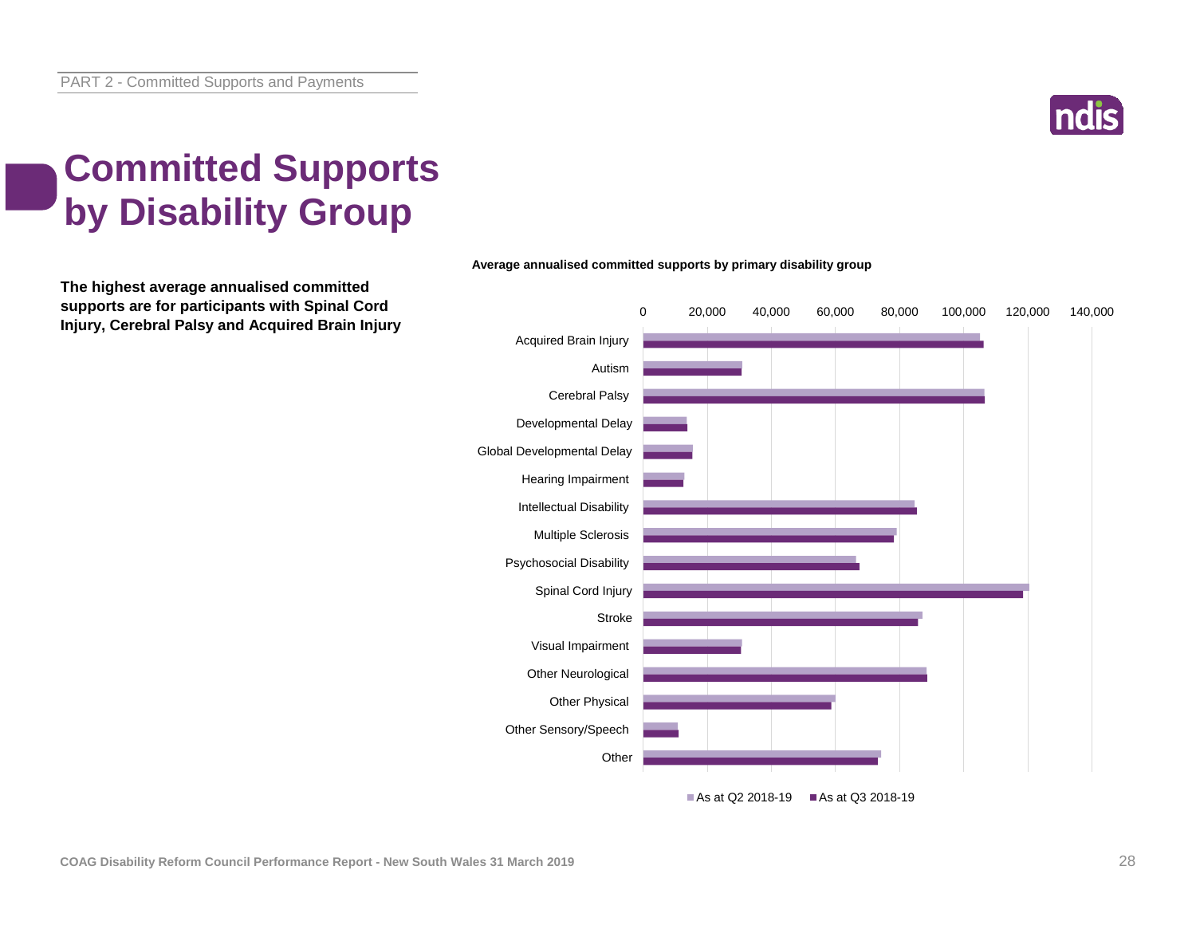# Committed Supports by Disability Group

**The highest average annualised committed supports are for participants with Spinal Cord Injury, Cerebral Palsy and Acquired Brain Injury**

**Average annualised committed supports by primary disability group**

Acquired Brain Injury
Autism
Cerebral Palsy
Developmental Delay
Global Developmental Delay
Hearing Impairment
Intellectual Disability
Multiple Sclerosis
Psychosocial Disability
Spinal Cord Injury
Stroke
Visual Impairment
Other Neurological
Other Physical
Other Sensory/Speech
Other

0 20,000 40,000 60,000 80,000 100,000 120,000 140,000

As at Q2 2018-19 As at Q3 2018-19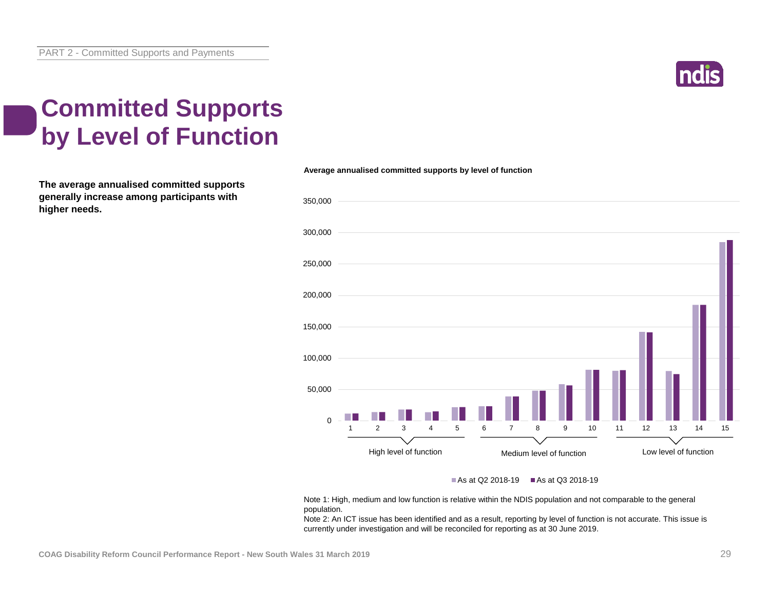# Committed Supports by Level of Function

**The average annualised committed supports generally increase among participants with higher needs.**

**Average annualised committed supports by level of function**

Note 1: High, medium and low function is relative within the NDIS population and not comparable to the general population.
Note 2: An ICT issue has been identified and as a result, reporting by level of function is not accurate. This issue is currently under investigation and will be reconciled for reporting as at 30 June 2019.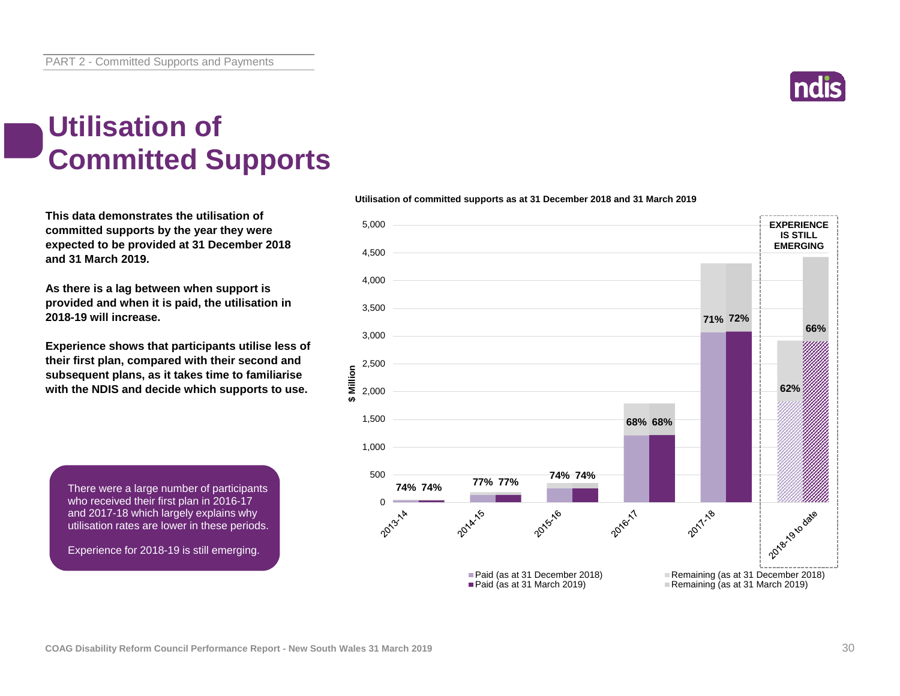# Utilisation of Committed Supports

**This data demonstrates the utilisation of committed supports by the year they were expected to be provided at 31 December 2018 and 31 March 2019.**

**As there is a lag between when support is provided and when it is paid, the utilisation in 2018-19 will increase.**

**Experience shows that participants utilise less of their first plan, compared with their second and subsequent plans, as it takes time to familiarise with the NDIS and decide which supports to use.**

There were a large number of participants who received their first plan in 2016-17 and 2017-18 which largely explains why utilisation rates are lower in these periods.

Experience for 2018-19 is still emerging.

**Utilisation of committed supports as at 31 December 2018 and 31 March 2019**

| Year | Utilisation (as at 31 December 2018) | Utilisation (as at 31 March 2019) |
|---|---|---|
| 2013-14 | 74% | 74% |
| 2014-15 | 77% | 77% |
| 2015-16 | 74% | 74% |
| 2016-17 | 68% | 68% |
| 2017-18 | 71% | 72% |
| 2018-19 to date | 62% | 66% |

EXPERIENCE IS STILL EMERGING (2018-19 to date)

Legend: Paid (as at 31 December 2018); Paid (as at 31 March 2019); Remaining (as at 31 December 2018); Remaining (as at 31 March 2019)

Y-axis: $ Million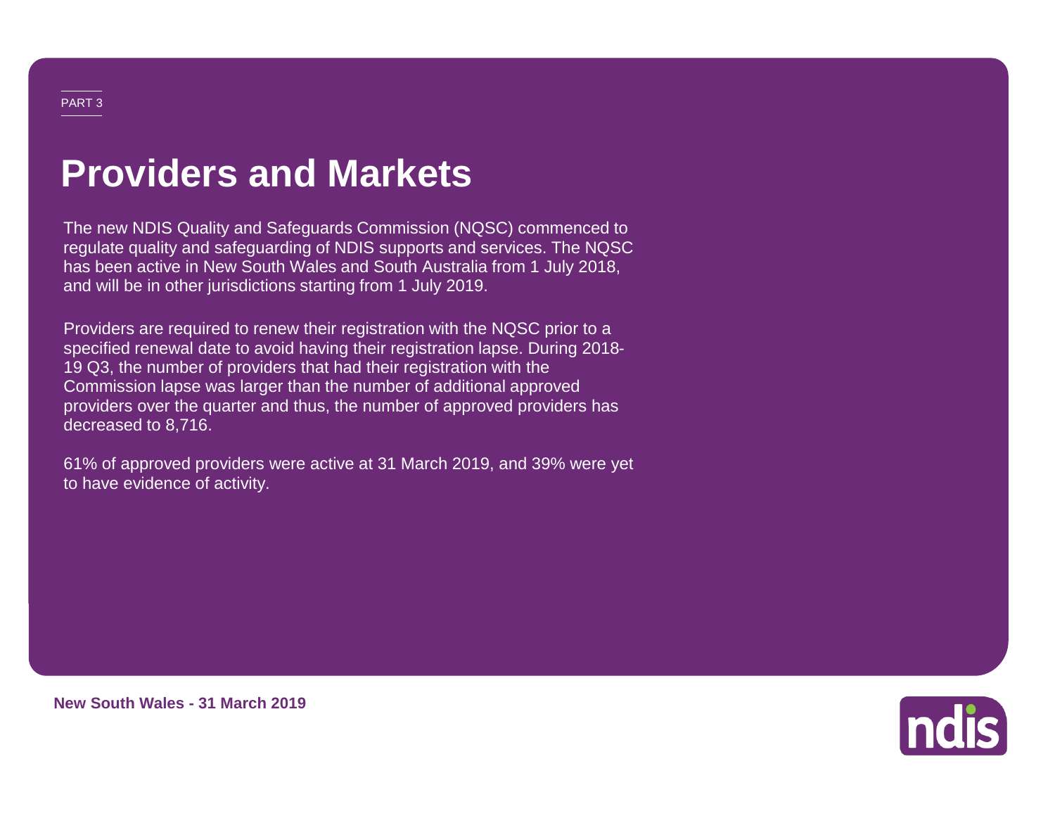PART 3

# Providers and Markets

The new NDIS Quality and Safeguards Commission (NQSC) commenced to regulate quality and safeguarding of NDIS supports and services. The NQSC has been active in New South Wales and South Australia from 1 July 2018, and will be in other jurisdictions starting from 1 July 2019.

Providers are required to renew their registration with the NQSC prior to a specified renewal date to avoid having their registration lapse. During 2018-19 Q3, the number of providers that had their registration with the Commission lapse was larger than the number of additional approved providers over the quarter and thus, the number of approved providers has decreased to 8,716.

61% of approved providers were active at 31 March 2019, and 39% were yet to have evidence of activity.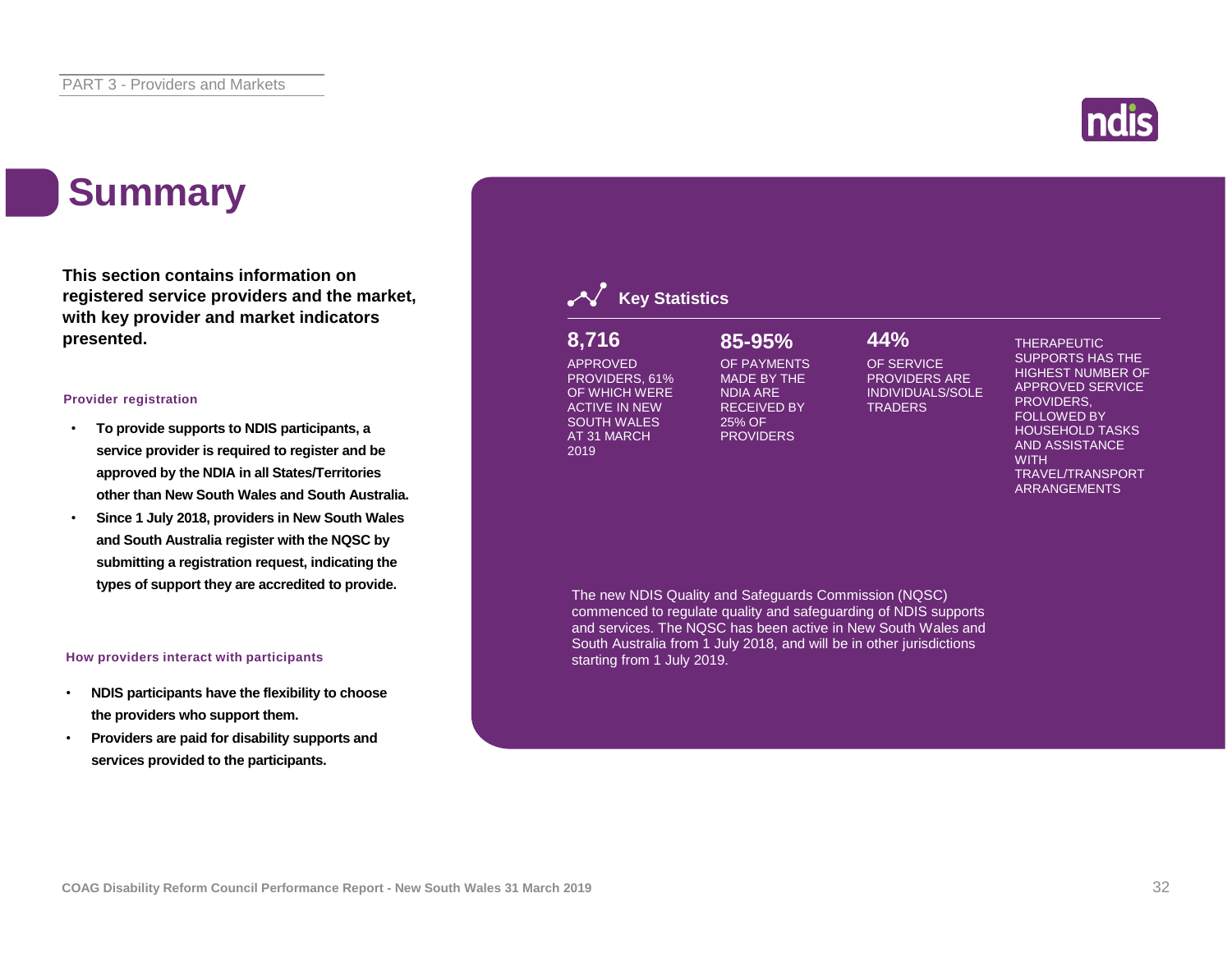# Summary

**This section contains information on registered service providers and the market, with key provider and market indicators presented.**

**Provider registration**

- **To provide supports to NDIS participants, a service provider is required to register and be approved by the NDIA in all States/Territories other than New South Wales and South Australia.**
- **Since 1 July 2018, providers in New South Wales and South Australia register with the NQSC by submitting a registration request, indicating the types of support they are accredited to provide.**

**How providers interact with participants**

- **NDIS participants have the flexibility to choose the providers who support them.**
- **Providers are paid for disability supports and services provided to the participants.**

## Key Statistics

**8,716**

APPROVED PROVIDERS, 61% OF WHICH WERE ACTIVE IN NEW SOUTH WALES AT 31 MARCH 2019

**85-95%**

OF PAYMENTS MADE BY THE NDIA ARE RECEIVED BY 25% OF PROVIDERS

**44%**

OF SERVICE PROVIDERS ARE INDIVIDUALS/SOLE TRADERS

THERAPEUTIC SUPPORTS HAS THE HIGHEST NUMBER OF APPROVED SERVICE PROVIDERS, FOLLOWED BY HOUSEHOLD TASKS AND ASSISTANCE WITH TRAVEL/TRANSPORT ARRANGEMENTS

The new NDIS Quality and Safeguards Commission (NQSC) commenced to regulate quality and safeguarding of NDIS supports and services. The NQSC has been active in New South Wales and South Australia from 1 July 2018, and will be in other jurisdictions starting from 1 July 2019.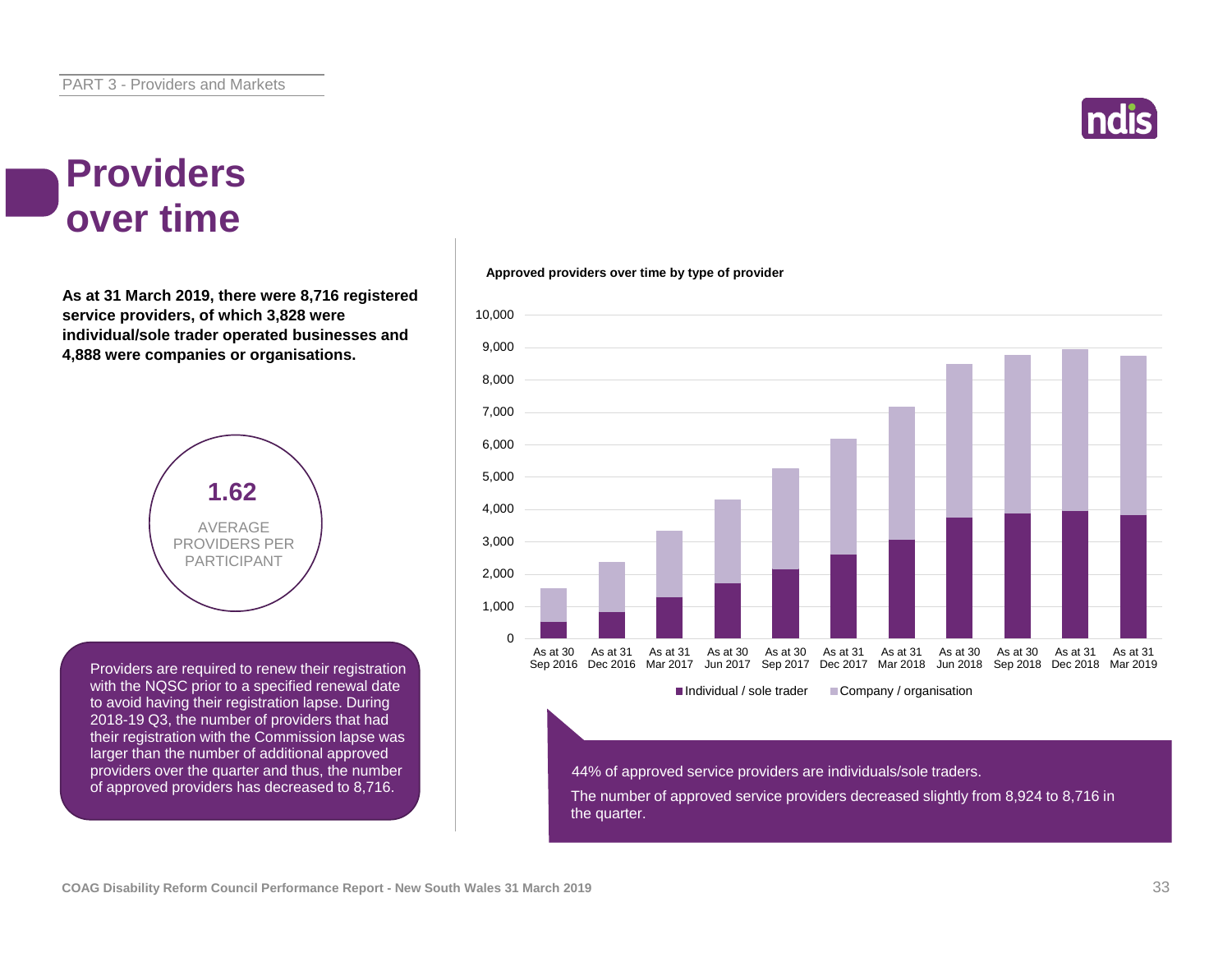# Providers over time

**As at 31 March 2019, there were 8,716 registered service providers, of which 3,828 were individual/sole trader operated businesses and 4,888 were companies or organisations.**

**1.62**

AVERAGE PROVIDERS PER PARTICIPANT

Providers are required to renew their registration with the NQSC prior to a specified renewal date to avoid having their registration lapse. During 2018-19 Q3, the number of providers that had their registration with the Commission lapse was larger than the number of additional approved providers over the quarter and thus, the number of approved providers has decreased to 8,716.

**Approved providers over time by type of provider**

Legend: Individual / sole trader; Company / organisation

X-axis: As at 30 Sep 2016, As at 31 Dec 2016, As at 31 Mar 2017, As at 30 Jun 2017, As at 30 Sep 2017, As at 31 Dec 2017, As at 31 Mar 2018, As at 30 Jun 2018, As at 30 Sep 2018, As at 31 Dec 2018, As at 31 Mar 2019

Y-axis: 0 to 10,000

44% of approved service providers are individuals/sole traders.

The number of approved service providers decreased slightly from 8,924 to 8,716 in the quarter.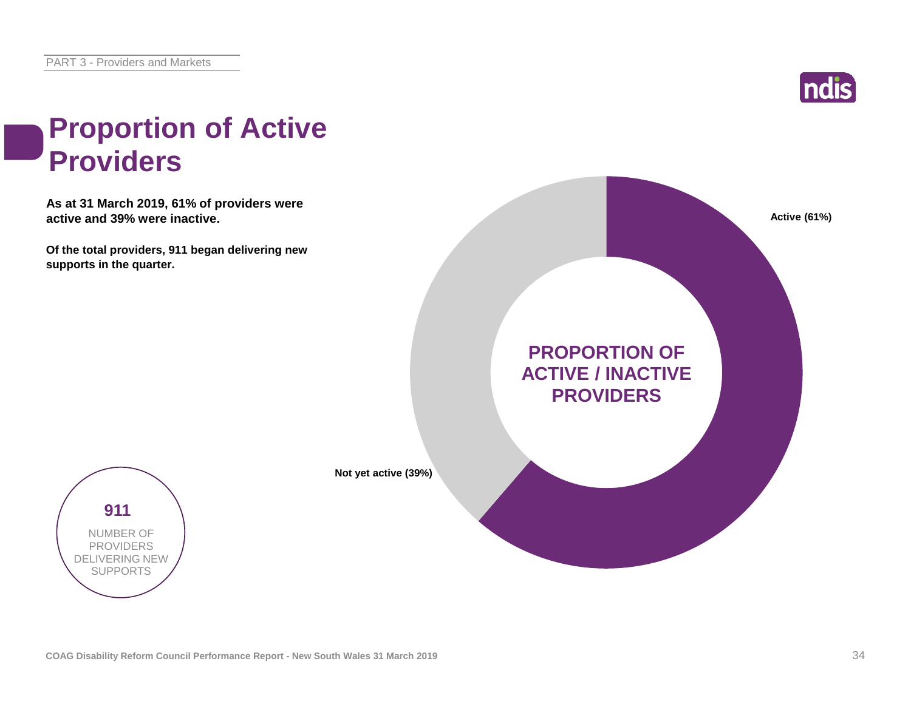# Proportion of Active Providers

**As at 31 March 2019, 61% of providers were active and 39% were inactive.**

**Of the total providers, 911 began delivering new supports in the quarter.**

**911**

NUMBER OF PROVIDERS DELIVERING NEW SUPPORTS

**PROPORTION OF ACTIVE / INACTIVE PROVIDERS**

**Active (61%)**

**Not yet active (39%)**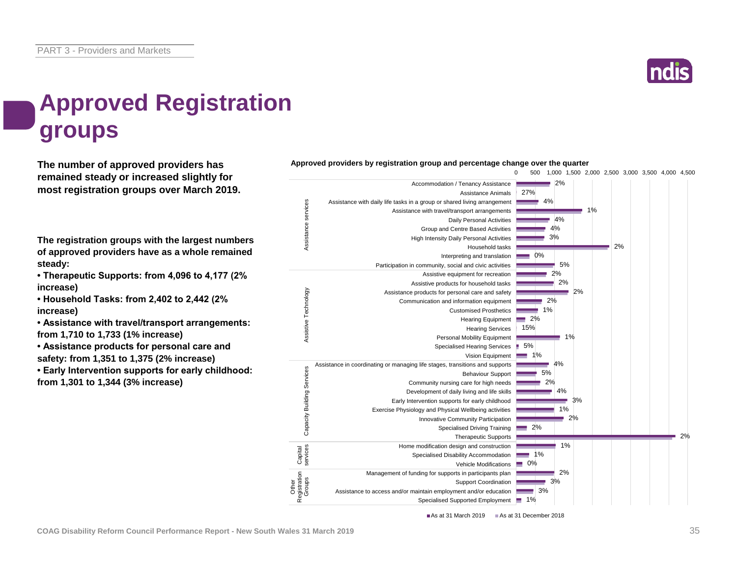# Approved Registration groups

**The number of approved providers has remained steady or increased slightly for most registration groups over March 2019.**

**The registration groups with the largest numbers of approved providers have as a whole remained steady:**

- **Therapeutic Supports: from 4,096 to 4,177 (2% increase)**
- **Household Tasks: from 2,402 to 2,442 (2% increase)**
- **Assistance with travel/transport arrangements: from 1,710 to 1,733 (1% increase)**
- **Assistance products for personal care and safety: from 1,351 to 1,375 (2% increase)**
- **Early Intervention supports for early childhood: from 1,301 to 1,344 (3% increase)**

**Approved providers by registration group and percentage change over the quarter**

| Category | Registration group | % change |
|---|---|---|
| Assistance services | Accommodation / Tenancy Assistance | 2% |
| | Assistance Animals | 27% |
| | Assistance with daily life tasks in a group or shared living arrangement | 4% |
| | Assistance with travel/transport arrangements | 1% |
| | Daily Personal Activities | 4% |
| | Group and Centre Based Activities | 4% |
| | High Intensity Daily Personal Activities | 3% |
| | Household tasks | 2% |
| | Interpreting and translation | 0% |
| | Participation in community, social and civic activities | 5% |
| Assistive Technology | Assistive equipment for recreation | 2% |
| | Assistive products for household tasks | 2% |
| | Assistance products for personal care and safety | 2% |
| | Communication and information equipment | 2% |
| | Customised Prosthetics | 1% |
| | Hearing Equipment | 2% |
| | Hearing Services | 15% |
| | Personal Mobility Equipment | 1% |
| | Specialised Hearing Services | 5% |
| | Vision Equipment | 1% |
| Capacity Building Services | Assistance in coordinating or managing life stages, transitions and supports | 4% |
| | Behaviour Support | 5% |
| | Community nursing care for high needs | 2% |
| | Development of daily living and life skills | 4% |
| | Early Intervention supports for early childhood | 3% |
| | Exercise Physiology and Physical Wellbeing activities | 1% |
| | Innovative Community Participation | 2% |
| | Specialised Driving Training | 2% |
| | Therapeutic Supports | 2% |
| Capital services | Home modification design and construction | 1% |
| | Specialised Disability Accommodation | 1% |
| | Vehicle Modifications | 0% |
| Other Registration Groups | Management of funding for supports in participants plan | 2% |
| | Support Coordination | 3% |
| | Assistance to access and/or maintain employment and/or education | 3% |
| | Specialised Supported Employment | 1% |

■ As at 31 March 2019 ■ As at 31 December 2018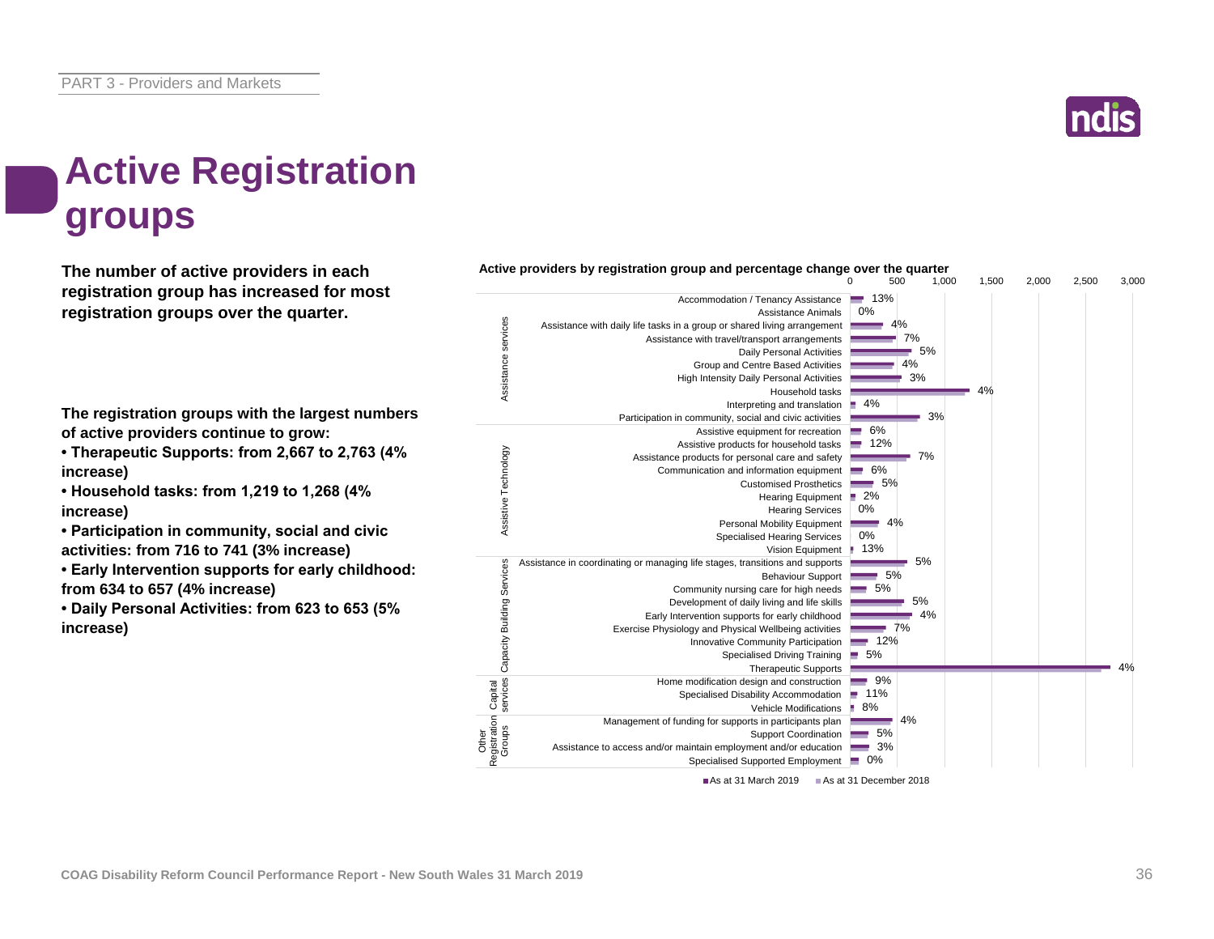# Active Registration groups

**The number of active providers in each registration group has increased for most registration groups over the quarter.**

**The registration groups with the largest numbers of active providers continue to grow:**

- **Therapeutic Supports: from 2,667 to 2,763 (4% increase)**
- **Household tasks: from 1,219 to 1,268 (4% increase)**
- **Participation in community, social and civic activities: from 716 to 741 (3% increase)**
- **Early Intervention supports for early childhood: from 634 to 657 (4% increase)**
- **Daily Personal Activities: from 623 to 653 (5% increase)**

**Active providers by registration group and percentage change over the quarter**

| Category | Registration group | % change |
|---|---|---|
| Assistance services | Accommodation / Tenancy Assistance | 13% |
| | Assistance Animals | 0% |
| | Assistance with daily life tasks in a group or shared living arrangement | 4% |
| | Assistance with travel/transport arrangements | 7% |
| | Daily Personal Activities | 5% |
| | Group and Centre Based Activities | 4% |
| | High Intensity Daily Personal Activities | 3% |
| | Household tasks | 4% |
| | Interpreting and translation | 4% |
| | Participation in community, social and civic activities | 3% |
| Assistive Technology | Assistive equipment for recreation | 6% |
| | Assistive products for household tasks | 12% |
| | Assistance products for personal care and safety | 7% |
| | Communication and information equipment | 6% |
| | Customised Prosthetics | 5% |
| | Hearing Equipment | 2% |
| | Hearing Services | 0% |
| | Personal Mobility Equipment | 4% |
| | Specialised Hearing Services | 0% |
| | Vision Equipment | 13% |
| Capacity Building Services | Assistance in coordinating or managing life stages, transitions and supports | 5% |
| | Behaviour Support | 5% |
| | Community nursing care for high needs | 5% |
| | Development of daily living and life skills | 5% |
| | Early Intervention supports for early childhood | 4% |
| | Exercise Physiology and Physical Wellbeing activities | 7% |
| | Innovative Community Participation | 12% |
| | Specialised Driving Training | 5% |
| | Therapeutic Supports | 4% |
| Capital services | Home modification design and construction | 9% |
| | Specialised Disability Accommodation | 11% |
| | Vehicle Modifications | 8% |
| Other Registration Groups | Management of funding for supports in participants plan | 4% |
| | Support Coordination | 5% |
| | Assistance to access and/or maintain employment and/or education | 3% |
| | Specialised Supported Employment | 0% |

■ As at 31 March 2019 ■ As at 31 December 2018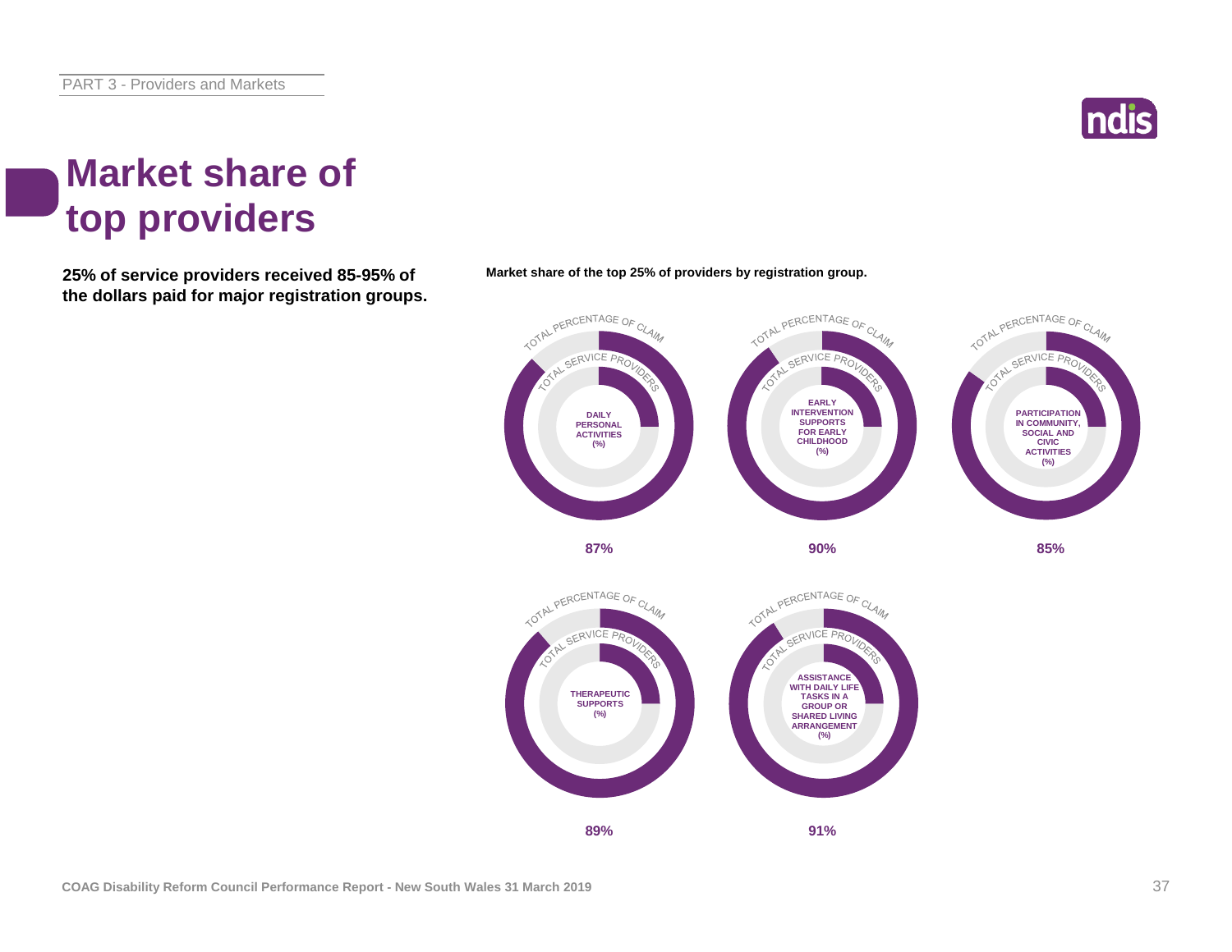# Market share of top providers

**25% of service providers received 85-95% of the dollars paid for major registration groups.**

**Market share of the top 25% of providers by registration group.**

| Registration group | Total percentage of claim |
|---|---|
| Daily Personal Activities (%) | 87% |
| Early Intervention Supports for Early Childhood (%) | 90% |
| Participation in Community, Social and Civic Activities (%) | 85% |
| Therapeutic Supports (%) | 89% |
| Assistance with Daily Life Tasks in a Group or Shared Living Arrangement (%) | 91% |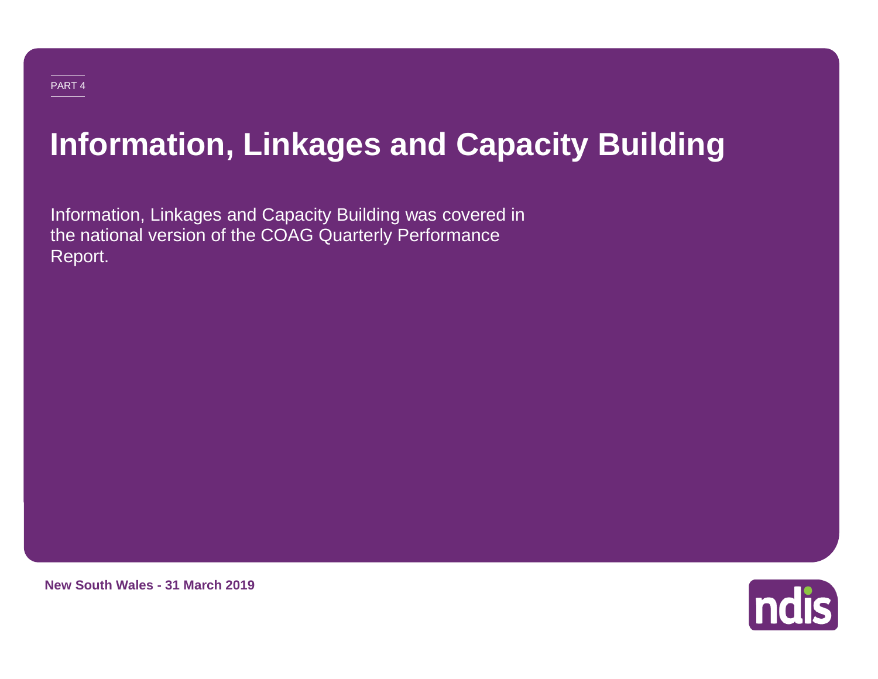PART 4

# Information, Linkages and Capacity Building

Information, Linkages and Capacity Building was covered in the national version of the COAG Quarterly Performance Report.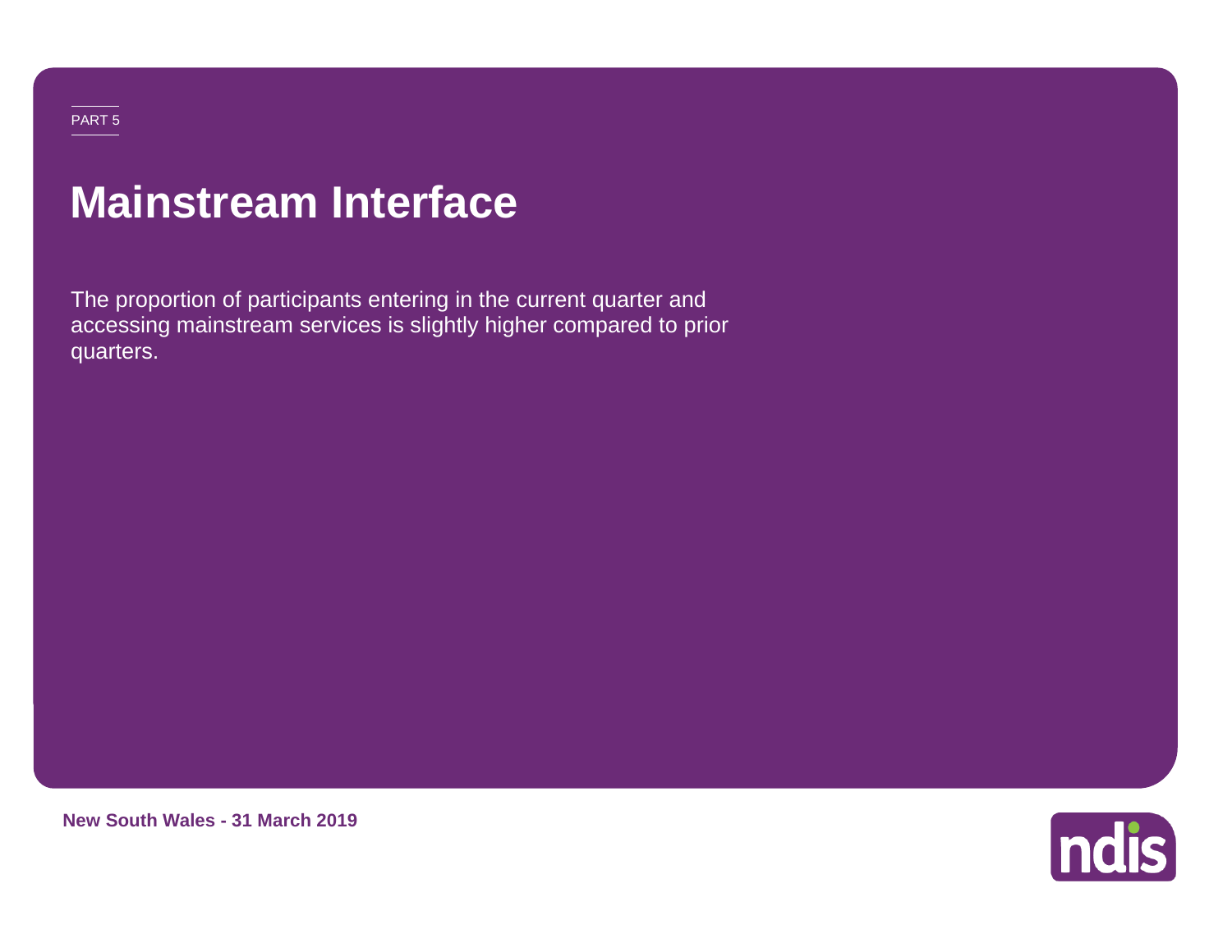PART 5

# Mainstream Interface

The proportion of participants entering in the current quarter and accessing mainstream services is slightly higher compared to prior quarters.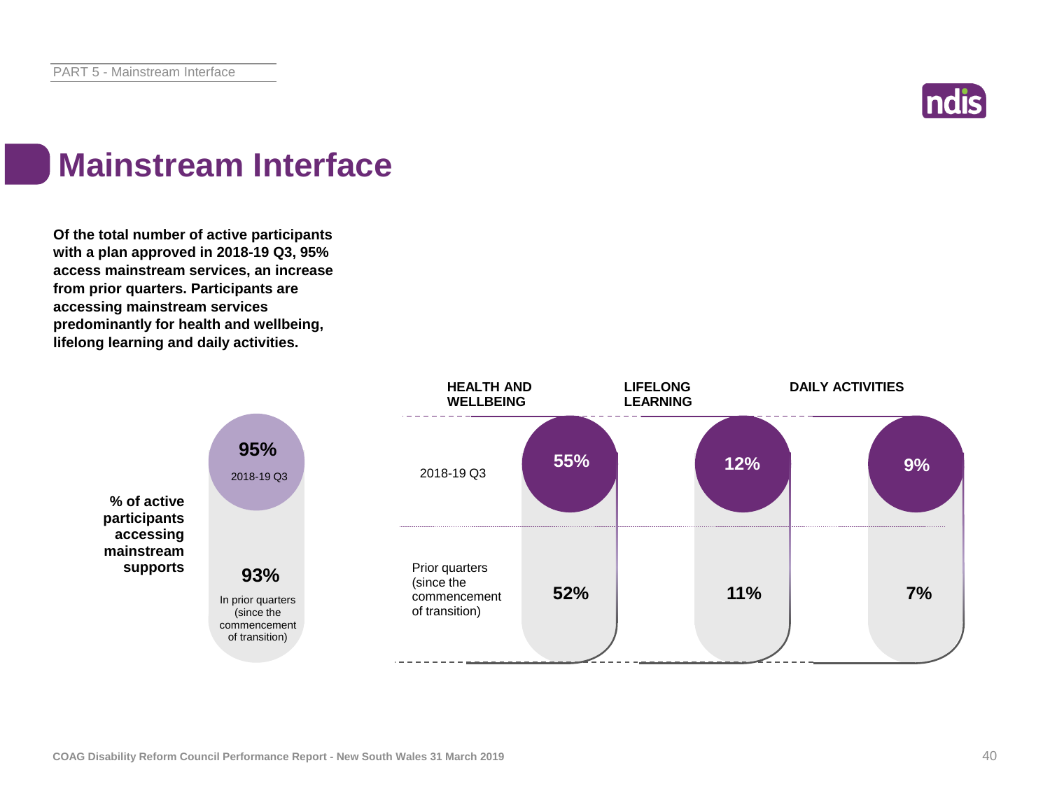# Mainstream Interface

**Of the total number of active participants with a plan approved in 2018-19 Q3, 95% access mainstream services, an increase from prior quarters. Participants are accessing mainstream services predominantly for health and wellbeing, lifelong learning and daily activities.**

**% of active participants accessing mainstream supports**

| | |
|---|---|
| 2018-19 Q3 | **95%** |
| In prior quarters (since the commencement of transition) | **93%** |

| | HEALTH AND WELLBEING | LIFELONG LEARNING | DAILY ACTIVITIES |
|---|---|---|---|
| 2018-19 Q3 | **55%** | **12%** | **9%** |
| Prior quarters (since the commencement of transition) | **52%** | **11%** | **7%** |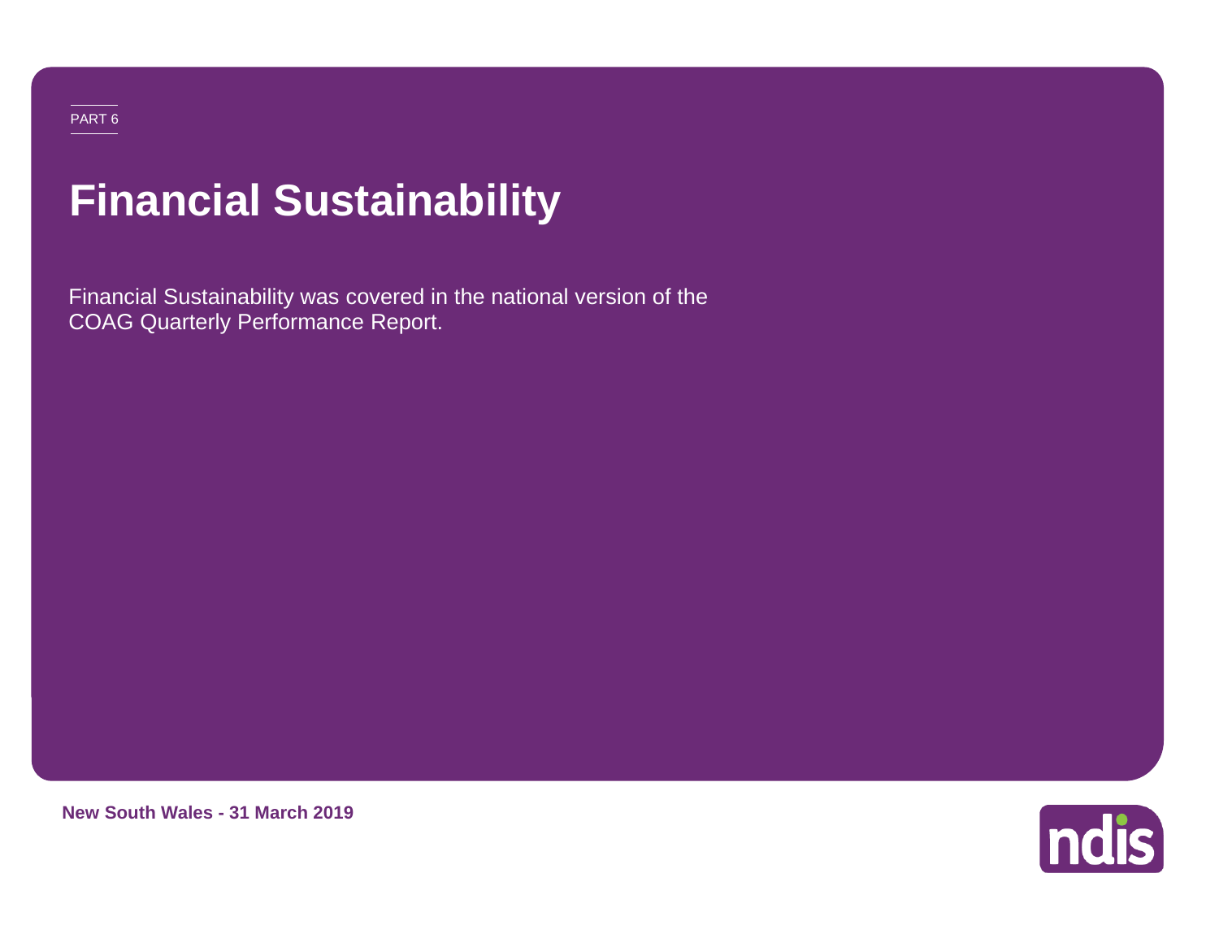PART 6

# Financial Sustainability

Financial Sustainability was covered in the national version of the COAG Quarterly Performance Report.